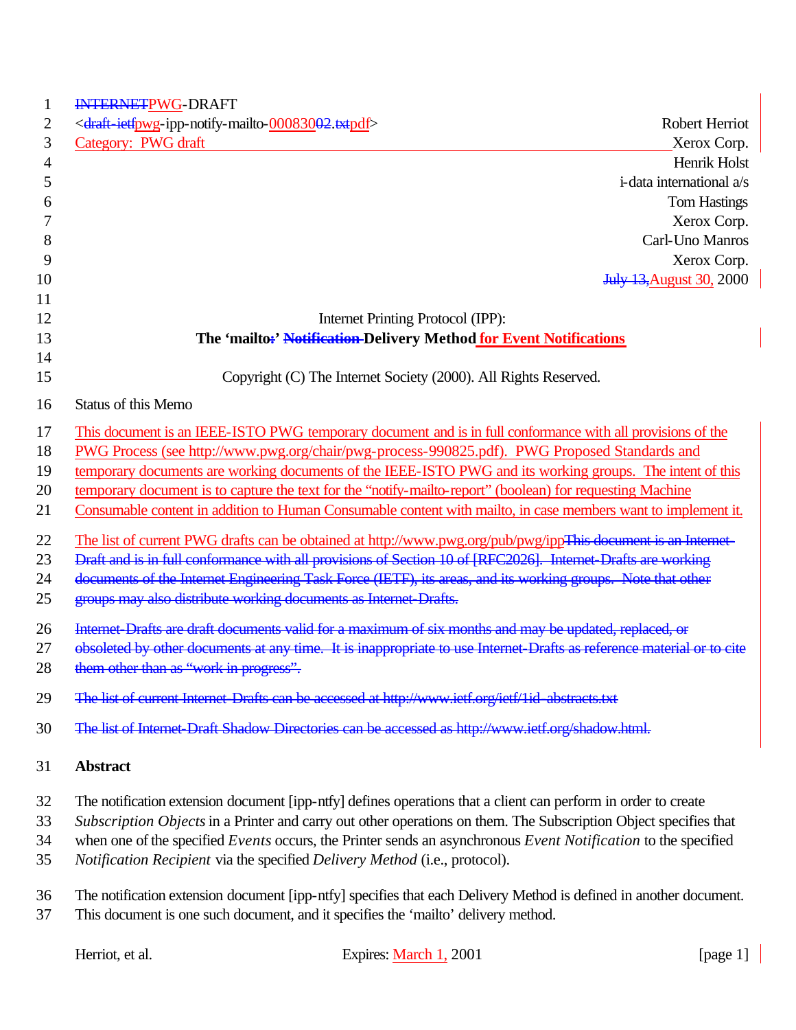~~INTERNET~~PWG-DRAFT
<~~draft-ietf~~pwg-ipp-notify-mailto-~~00~~083002.~~txt~~pdf>
Category: PWG draft

Robert Herriot
Xerox Corp.
Henrik Holst
i-data international a/s
Tom Hastings
Xerox Corp.
Carl-Uno Manros
Xerox Corp.
~~July 13,~~August 30, 2000

# Internet Printing Protocol (IPP): The 'mailto~~:~~' ~~Notification~~ Delivery Method for Event Notifications

Copyright (C) The Internet Society (2000). All Rights Reserved.

Status of this Memo

This document is an IEEE-ISTO PWG temporary document and is in full conformance with all provisions of the PWG Process (see http://www.pwg.org/chair/pwg-process-990825.pdf). PWG Proposed Standards and temporary documents are working documents of the IEEE-ISTO PWG and its working groups. The intent of this temporary document is to capture the text for the "notify-mailto-report" (boolean) for requesting Machine Consumable content in addition to Human Consumable content with mailto, in case members want to implement it.

The list of current PWG drafts can be obtained at http://www.pwg.org/pub/pwg/ipp~~This document is an Internet-Draft and is in full conformance with all provisions of Section 10 of [RFC2026]. Internet-Drafts are working documents of the Internet Engineering Task Force (IETF), its areas, and its working groups. Note that other groups may also distribute working documents as Internet-Drafts.~~

~~Internet-Drafts are draft documents valid for a maximum of six months and may be updated, replaced, or obsoleted by other documents at any time. It is inappropriate to use Internet-Drafts as reference material or to cite them other than as "work in progress".~~

~~The list of current Internet-Drafts can be accessed at http://www.ietf.org/ietf/1id-abstracts.txt~~

~~The list of Internet-Draft Shadow Directories can be accessed as http://www.ietf.org/shadow.html.~~

## Abstract

The notification extension document [ipp-ntfy] defines operations that a client can perform in order to create *Subscription Objects* in a Printer and carry out other operations on them. The Subscription Object specifies that when one of the specified *Events* occurs, the Printer sends an asynchronous *Event Notification* to the specified *Notification Recipient* via the specified *Delivery Method* (i.e., protocol).

The notification extension document [ipp-ntfy] specifies that each Delivery Method is defined in another document. This document is one such document, and it specifies the 'mailto' delivery method.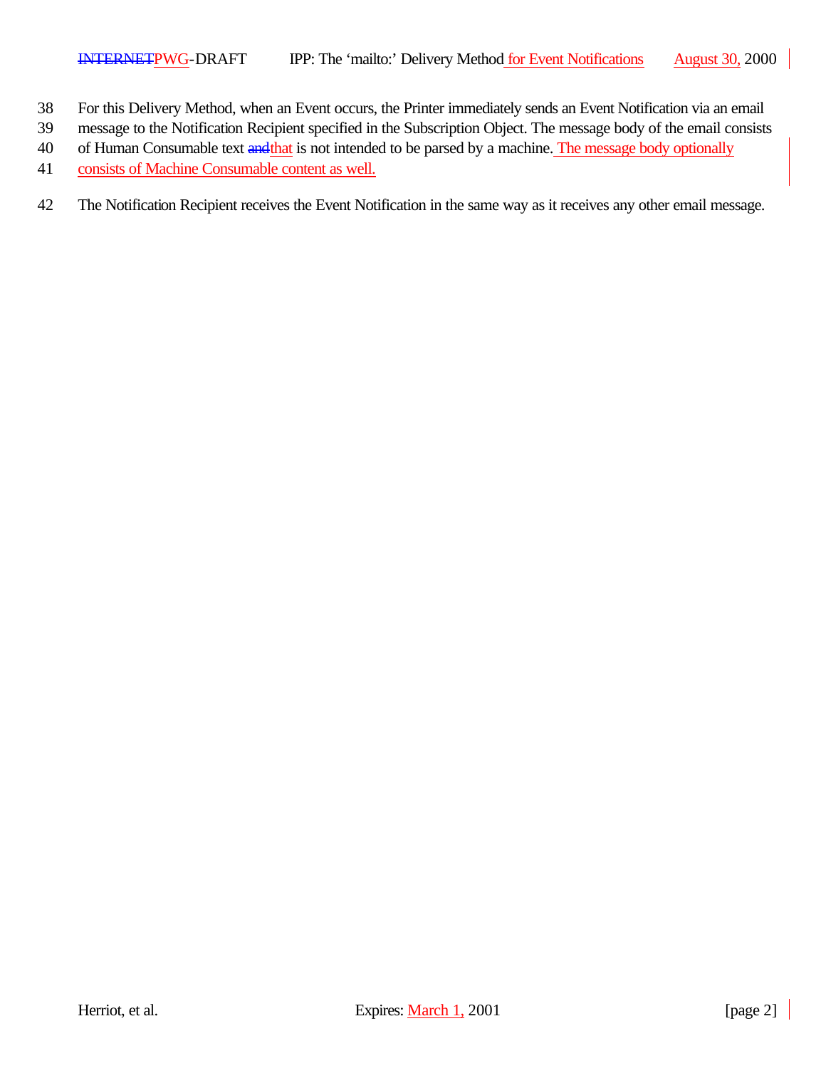For this Delivery Method, when an Event occurs, the Printer immediately sends an Event Notification via an email message to the Notification Recipient specified in the Subscription Object. The message body of the email consists of Human Consumable text ~~and~~that is not intended to be parsed by a machine. The message body optionally consists of Machine Consumable content as well.

The Notification Recipient receives the Event Notification in the same way as it receives any other email message.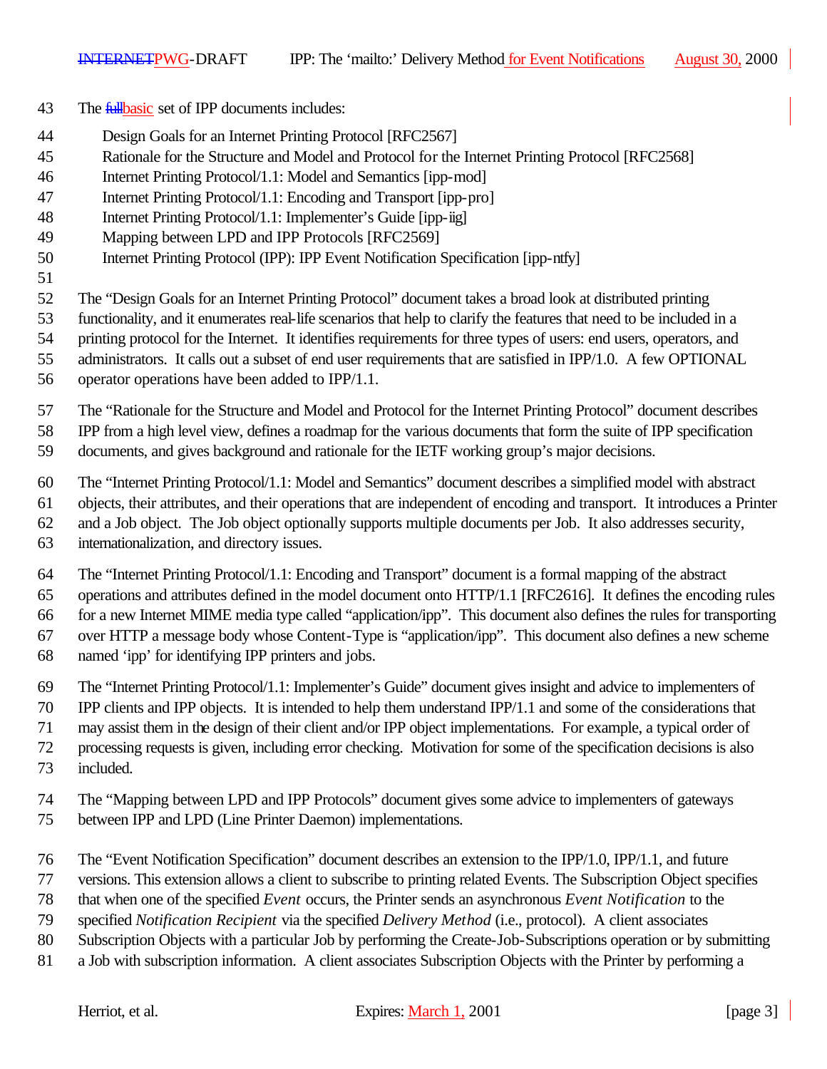The ~~full~~basic set of IPP documents includes:

Design Goals for an Internet Printing Protocol [RFC2567]
Rationale for the Structure and Model and Protocol for the Internet Printing Protocol [RFC2568]
Internet Printing Protocol/1.1: Model and Semantics [ipp-mod]
Internet Printing Protocol/1.1: Encoding and Transport [ipp-pro]
Internet Printing Protocol/1.1: Implementer's Guide [ipp-iig]
Mapping between LPD and IPP Protocols [RFC2569]
Internet Printing Protocol (IPP): IPP Event Notification Specification [ipp-ntfy]

The "Design Goals for an Internet Printing Protocol" document takes a broad look at distributed printing functionality, and it enumerates real-life scenarios that help to clarify the features that need to be included in a printing protocol for the Internet. It identifies requirements for three types of users: end users, operators, and administrators. It calls out a subset of end user requirements that are satisfied in IPP/1.0. A few OPTIONAL operator operations have been added to IPP/1.1.

The "Rationale for the Structure and Model and Protocol for the Internet Printing Protocol" document describes IPP from a high level view, defines a roadmap for the various documents that form the suite of IPP specification documents, and gives background and rationale for the IETF working group's major decisions.

The "Internet Printing Protocol/1.1: Model and Semantics" document describes a simplified model with abstract objects, their attributes, and their operations that are independent of encoding and transport. It introduces a Printer and a Job object. The Job object optionally supports multiple documents per Job. It also addresses security, internationalization, and directory issues.

The "Internet Printing Protocol/1.1: Encoding and Transport" document is a formal mapping of the abstract operations and attributes defined in the model document onto HTTP/1.1 [RFC2616]. It defines the encoding rules for a new Internet MIME media type called "application/ipp". This document also defines the rules for transporting over HTTP a message body whose Content-Type is "application/ipp". This document also defines a new scheme named 'ipp' for identifying IPP printers and jobs.

The "Internet Printing Protocol/1.1: Implementer's Guide" document gives insight and advice to implementers of IPP clients and IPP objects. It is intended to help them understand IPP/1.1 and some of the considerations that may assist them in the design of their client and/or IPP object implementations. For example, a typical order of processing requests is given, including error checking. Motivation for some of the specification decisions is also included.

The "Mapping between LPD and IPP Protocols" document gives some advice to implementers of gateways between IPP and LPD (Line Printer Daemon) implementations.

The "Event Notification Specification" document describes an extension to the IPP/1.0, IPP/1.1, and future versions. This extension allows a client to subscribe to printing related Events. The Subscription Object specifies that when one of the specified *Event* occurs, the Printer sends an asynchronous *Event Notification* to the specified *Notification Recipient* via the specified *Delivery Method* (i.e., protocol). A client associates Subscription Objects with a particular Job by performing the Create-Job-Subscriptions operation or by submitting a Job with subscription information. A client associates Subscription Objects with the Printer by performing a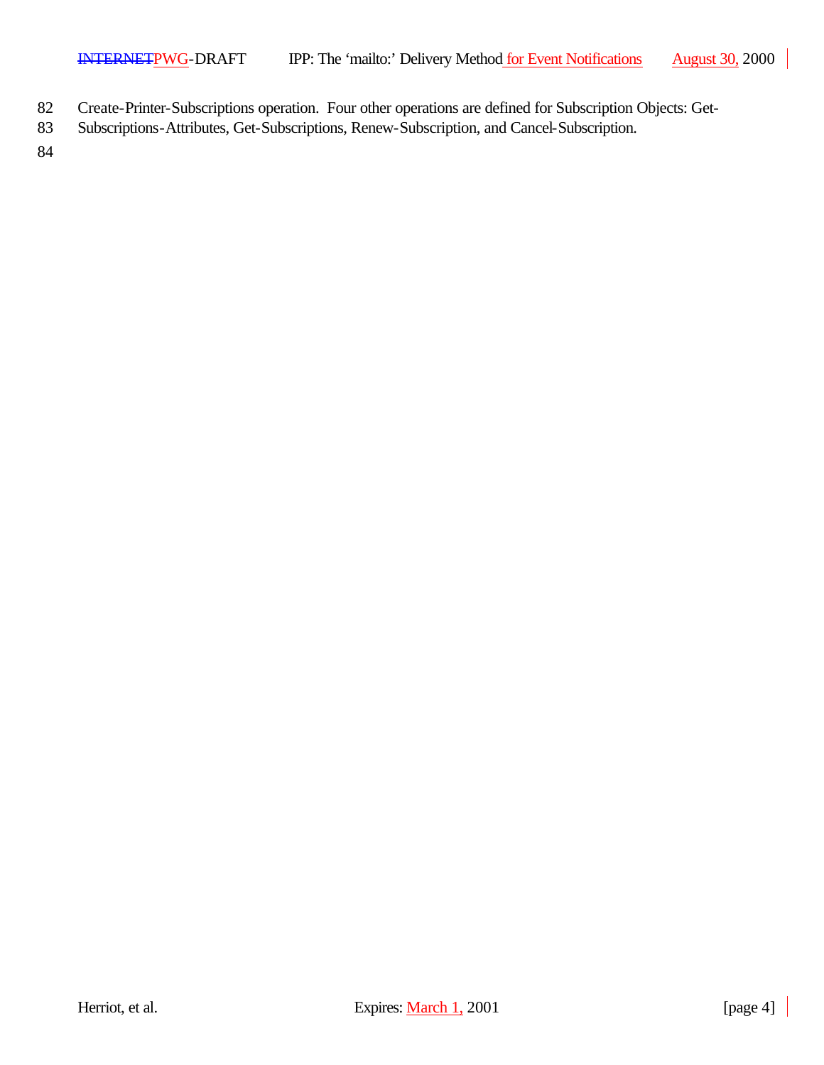Create-Printer-Subscriptions operation. Four other operations are defined for Subscription Objects: Get-Subscriptions-Attributes, Get-Subscriptions, Renew-Subscription, and Cancel-Subscription.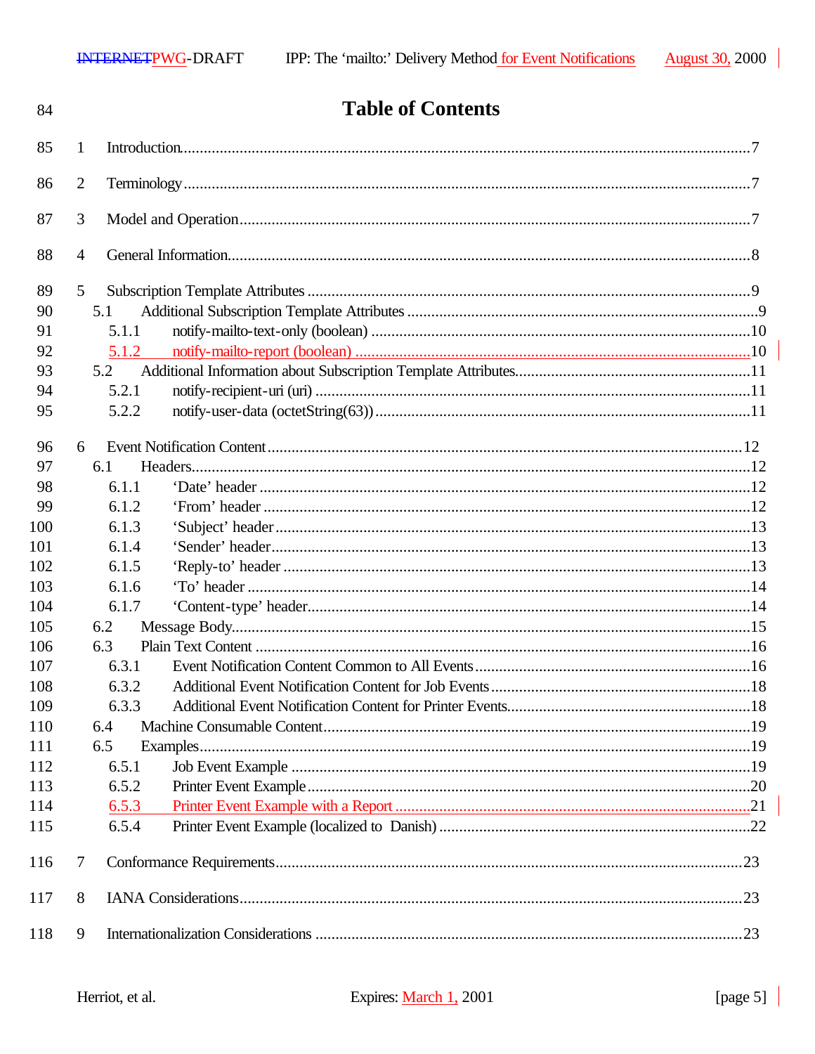# Table of Contents

1 Introduction.....7

2 Terminology.....7

3 Model and Operation.....7

4 General Information.....8

5 Subscription Template Attributes.....9
- 5.1 Additional Subscription Template Attributes.....9
  - 5.1.1 notify-mailto-text-only (boolean).....10
  - 5.1.2 notify-mailto-report (boolean).....10
- 5.2 Additional Information about Subscription Template Attributes.....11
  - 5.2.1 notify-recipient-uri (uri).....11
  - 5.2.2 notify-user-data (octetString(63)).....11

6 Event Notification Content.....12
- 6.1 Headers.....12
  - 6.1.1 'Date' header.....12
  - 6.1.2 'From' header.....12
  - 6.1.3 'Subject' header.....13
  - 6.1.4 'Sender' header.....13
  - 6.1.5 'Reply-to' header.....13
  - 6.1.6 'To' header.....14
  - 6.1.7 'Content-type' header.....14
- 6.2 Message Body.....15
- 6.3 Plain Text Content.....16
  - 6.3.1 Event Notification Content Common to All Events.....16
  - 6.3.2 Additional Event Notification Content for Job Events.....18
  - 6.3.3 Additional Event Notification Content for Printer Events.....18
- 6.4 Machine Consumable Content.....19
- 6.5 Examples.....19
  - 6.5.1 Job Event Example.....19
  - 6.5.2 Printer Event Example.....20
  - 6.5.3 Printer Event Example with a Report.....21
  - 6.5.4 Printer Event Example (localized to Danish).....22

7 Conformance Requirements.....23

8 IANA Considerations.....23

9 Internationalization Considerations.....23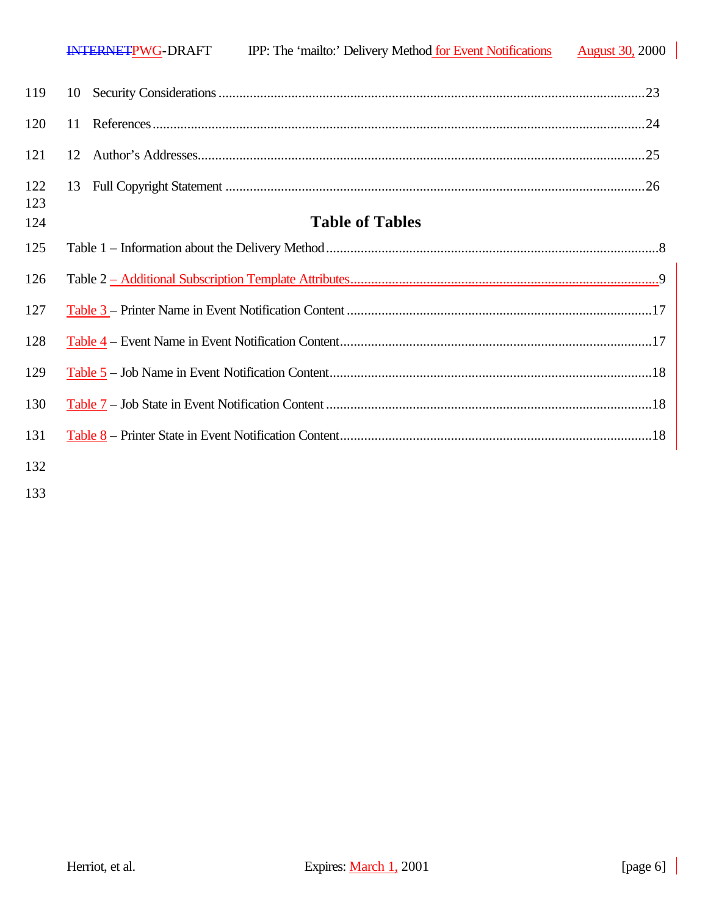10 Security Considerations ......................................................................................................................23

11 References...........................................................................................................................................24

12 Author's Addresses.............................................................................................................................25

13 Full Copyright Statement ...................................................................................................................26

## Table of Tables

Table 1 – Information about the Delivery Method...................................................................................8

Table 2 – Additional Subscription Template Attributes..........................................................................9

Table 3 – Printer Name in Event Notification Content ..........................................................................17

Table 4 – Event Name in Event Notification Content............................................................................17

Table 5 – Job Name in Event Notification Content................................................................................18

Table 7 – Job State in Event Notification Content .................................................................................18

Table 8 – Printer State in Event Notification Content.............................................................................18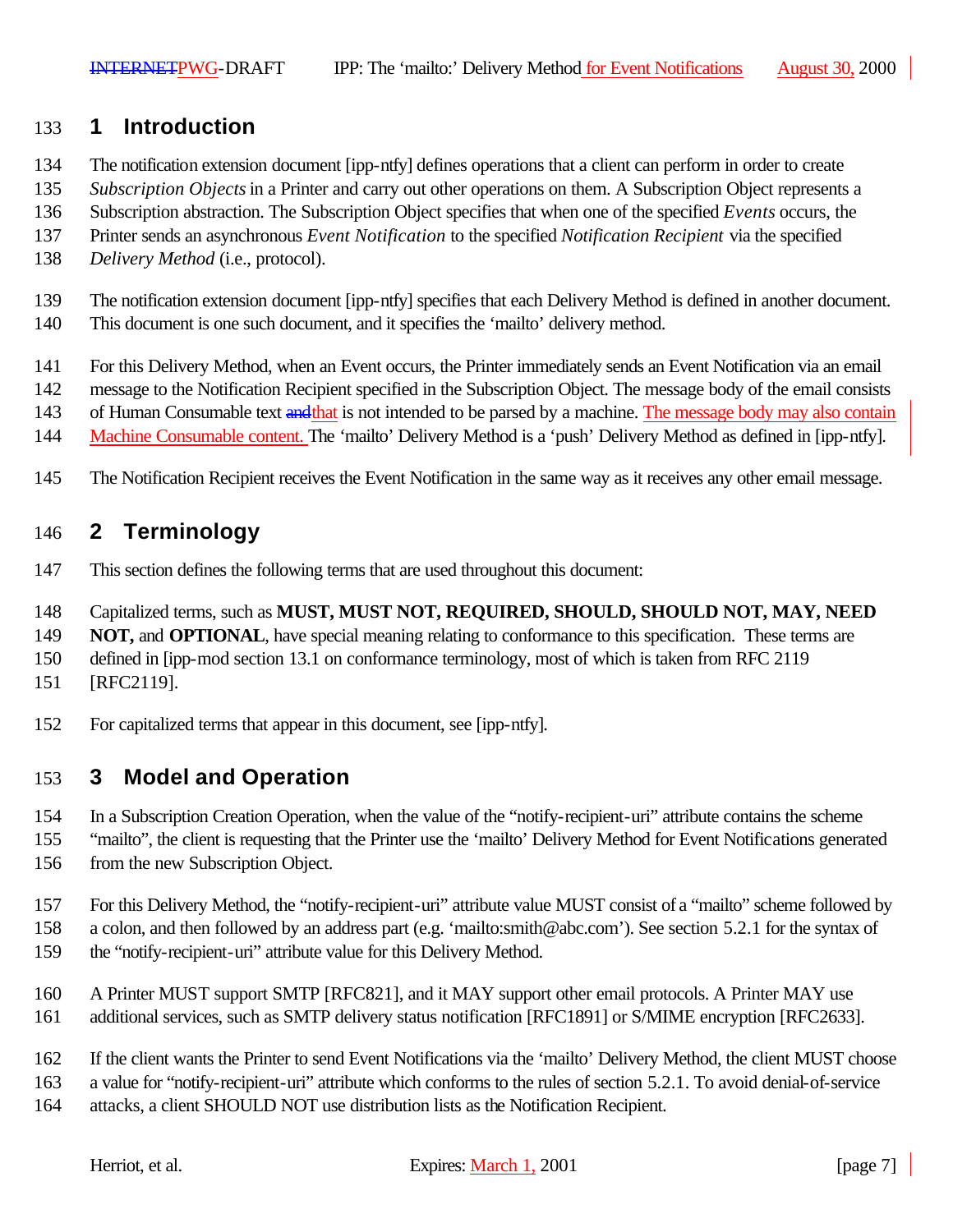# 1 Introduction

The notification extension document [ipp-ntfy] defines operations that a client can perform in order to create *Subscription Objects* in a Printer and carry out other operations on them. A Subscription Object represents a Subscription abstraction. The Subscription Object specifies that when one of the specified *Events* occurs, the Printer sends an asynchronous *Event Notification* to the specified *Notification Recipient* via the specified *Delivery Method* (i.e., protocol).

The notification extension document [ipp-ntfy] specifies that each Delivery Method is defined in another document. This document is one such document, and it specifies the 'mailto' delivery method.

For this Delivery Method, when an Event occurs, the Printer immediately sends an Event Notification via an email message to the Notification Recipient specified in the Subscription Object. The message body of the email consists of Human Consumable text ~~and~~that is not intended to be parsed by a machine. The message body may also contain Machine Consumable content. The 'mailto' Delivery Method is a 'push' Delivery Method as defined in [ipp-ntfy].

The Notification Recipient receives the Event Notification in the same way as it receives any other email message.

# 2 Terminology

This section defines the following terms that are used throughout this document:

Capitalized terms, such as **MUST, MUST NOT, REQUIRED, SHOULD, SHOULD NOT, MAY, NEED NOT,** and **OPTIONAL**, have special meaning relating to conformance to this specification. These terms are defined in [ipp-mod section 13.1 on conformance terminology, most of which is taken from RFC 2119 [RFC2119].

For capitalized terms that appear in this document, see [ipp-ntfy].

# 3 Model and Operation

In a Subscription Creation Operation, when the value of the "notify-recipient-uri" attribute contains the scheme "mailto", the client is requesting that the Printer use the 'mailto' Delivery Method for Event Notifications generated from the new Subscription Object.

For this Delivery Method, the "notify-recipient-uri" attribute value MUST consist of a "mailto" scheme followed by a colon, and then followed by an address part (e.g. 'mailto:smith@abc.com'). See section 5.2.1 for the syntax of the "notify-recipient-uri" attribute value for this Delivery Method.

A Printer MUST support SMTP [RFC821], and it MAY support other email protocols. A Printer MAY use additional services, such as SMTP delivery status notification [RFC1891] or S/MIME encryption [RFC2633].

If the client wants the Printer to send Event Notifications via the 'mailto' Delivery Method, the client MUST choose a value for "notify-recipient-uri" attribute which conforms to the rules of section 5.2.1. To avoid denial-of-service attacks, a client SHOULD NOT use distribution lists as the Notification Recipient.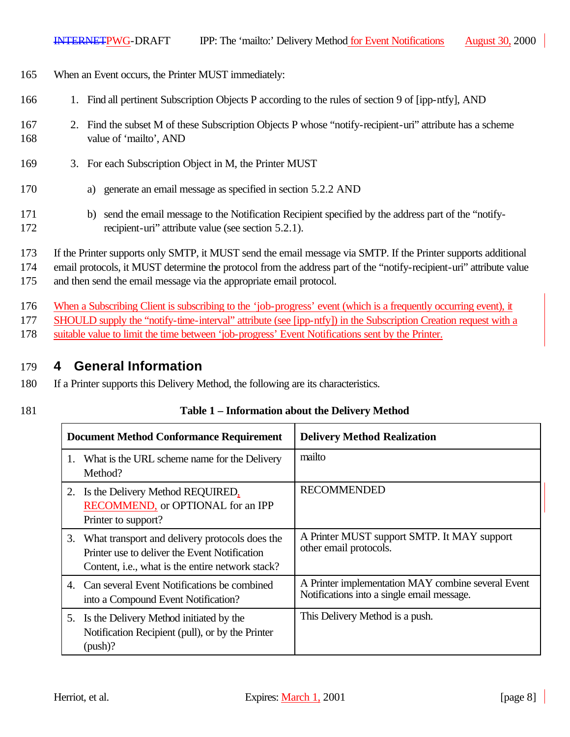When an Event occurs, the Printer MUST immediately:

1. Find all pertinent Subscription Objects P according to the rules of section 9 of [ipp-ntfy], AND
2. Find the subset M of these Subscription Objects P whose "notify-recipient-uri" attribute has a scheme value of 'mailto', AND
3. For each Subscription Object in M, the Printer MUST
   a) generate an email message as specified in section 5.2.2 AND
   b) send the email message to the Notification Recipient specified by the address part of the "notify-recipient-uri" attribute value (see section 5.2.1).

If the Printer supports only SMTP, it MUST send the email message via SMTP. If the Printer supports additional email protocols, it MUST determine the protocol from the address part of the "notify-recipient-uri" attribute value and then send the email message via the appropriate email protocol.

When a Subscribing Client is subscribing to the 'job-progress' event (which is a frequently occurring event), it SHOULD supply the "notify-time-interval" attribute (see [ipp-ntfy]) in the Subscription Creation request with a suitable value to limit the time between 'job-progress' Event Notifications sent by the Printer.

# 4 General Information

If a Printer supports this Delivery Method, the following are its characteristics.

**Table 1 – Information about the Delivery Method**

| Document Method Conformance Requirement | Delivery Method Realization |
|---|---|
| 1. What is the URL scheme name for the Delivery Method? | mailto |
| 2. Is the Delivery Method REQUIRED, RECOMMEND, or OPTIONAL for an IPP Printer to support? | RECOMMENDED |
| 3. What transport and delivery protocols does the Printer use to deliver the Event Notification Content, i.e., what is the entire network stack? | A Printer MUST support SMTP. It MAY support other email protocols. |
| 4. Can several Event Notifications be combined into a Compound Event Notification? | A Printer implementation MAY combine several Event Notifications into a single email message. |
| 5. Is the Delivery Method initiated by the Notification Recipient (pull), or by the Printer (push)? | This Delivery Method is a push. |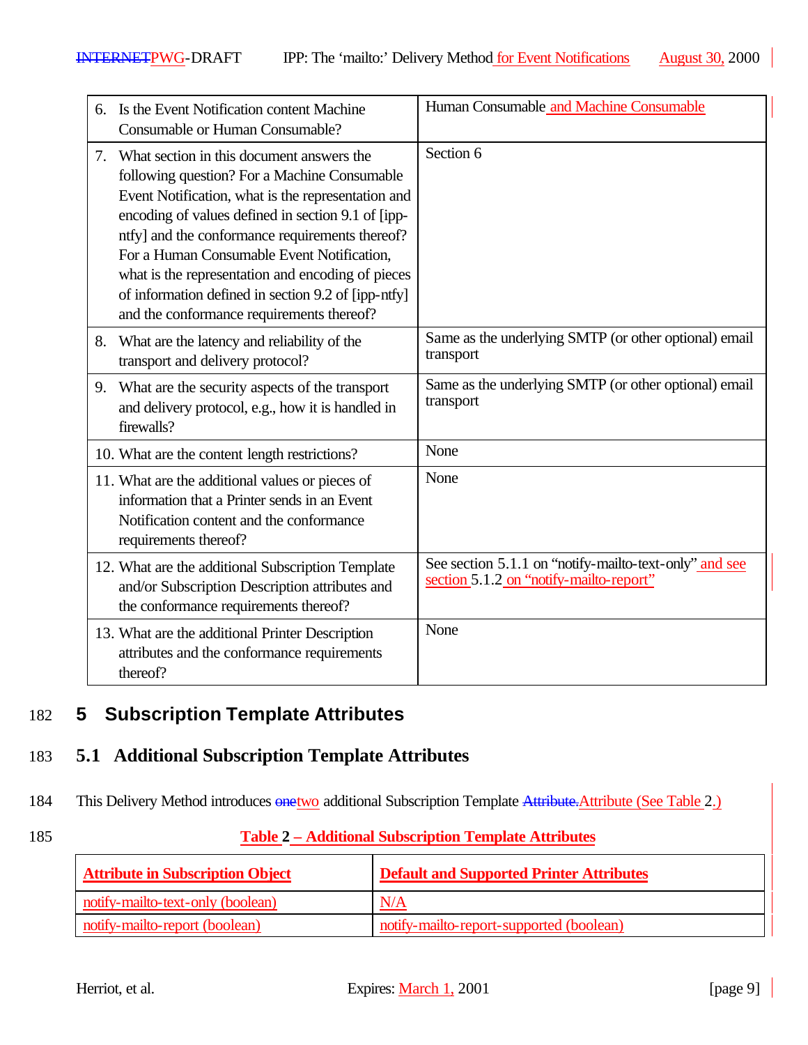| | |
|---|---|
| 6. Is the Event Notification content Machine Consumable or Human Consumable? | Human Consumable and Machine Consumable |
| 7. What section in this document answers the following question? For a Machine Consumable Event Notification, what is the representation and encoding of values defined in section 9.1 of [ipp-ntfy] and the conformance requirements thereof? For a Human Consumable Event Notification, what is the representation and encoding of pieces of information defined in section 9.2 of [ipp-ntfy] and the conformance requirements thereof? | Section 6 |
| 8. What are the latency and reliability of the transport and delivery protocol? | Same as the underlying SMTP (or other optional) email transport |
| 9. What are the security aspects of the transport and delivery protocol, e.g., how it is handled in firewalls? | Same as the underlying SMTP (or other optional) email transport |
| 10. What are the content length restrictions? | None |
| 11. What are the additional values or pieces of information that a Printer sends in an Event Notification content and the conformance requirements thereof? | None |
| 12. What are the additional Subscription Template and/or Subscription Description attributes and the conformance requirements thereof? | See section 5.1.1 on "notify-mailto-text-only" and see section 5.1.2 on "notify-mailto-report" |
| 13. What are the additional Printer Description attributes and the conformance requirements thereof? | None |

182 # 5 Subscription Template Attributes

183 ## 5.1 Additional Subscription Template Attributes

184 This Delivery Method introduces ~~one~~two additional Subscription Template ~~Attribute.~~Attribute (See Table 2.)

185 **Table 2 – Additional Subscription Template Attributes**

| Attribute in Subscription Object | Default and Supported Printer Attributes |
|---|---|
| notify-mailto-text-only (boolean) | N/A |
| notify-mailto-report (boolean) | notify-mailto-report-supported (boolean) |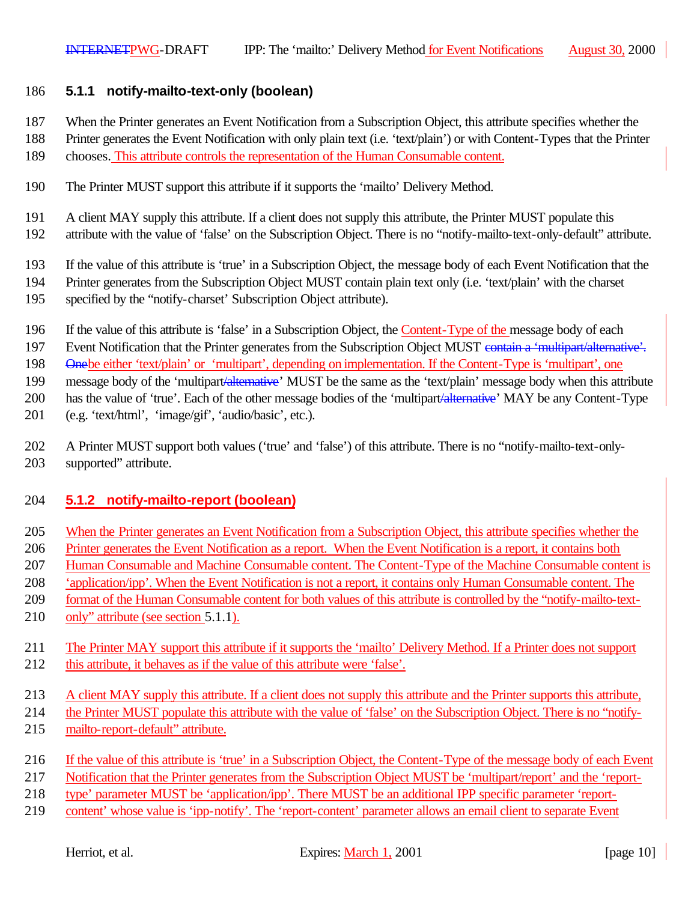### 5.1.1 notify-mailto-text-only (boolean)

When the Printer generates an Event Notification from a Subscription Object, this attribute specifies whether the Printer generates the Event Notification with only plain text (i.e. 'text/plain') or with Content-Types that the Printer chooses. This attribute controls the representation of the Human Consumable content.

The Printer MUST support this attribute if it supports the 'mailto' Delivery Method.

A client MAY supply this attribute. If a client does not supply this attribute, the Printer MUST populate this attribute with the value of 'false' on the Subscription Object. There is no "notify-mailto-text-only-default" attribute.

If the value of this attribute is 'true' in a Subscription Object, the message body of each Event Notification that the Printer generates from the Subscription Object MUST contain plain text only (i.e. 'text/plain' with the charset specified by the "notify-charset' Subscription Object attribute).

If the value of this attribute is 'false' in a Subscription Object, the Content-Type of the message body of each Event Notification that the Printer generates from the Subscription Object MUST ~~contain a 'multipart/alternative'. One~~be either 'text/plain' or 'multipart', depending on implementation. If the Content-Type is 'multipart', one message body of the 'multipart~~/alternative~~' MUST be the same as the 'text/plain' message body when this attribute has the value of 'true'. Each of the other message bodies of the 'multipart~~/alternative~~' MAY be any Content-Type (e.g. 'text/html', 'image/gif', 'audio/basic', etc.).

A Printer MUST support both values ('true' and 'false') of this attribute. There is no "notify-mailto-text-only-supported" attribute.

### 5.1.2 notify-mailto-report (boolean)

When the Printer generates an Event Notification from a Subscription Object, this attribute specifies whether the Printer generates the Event Notification as a report. When the Event Notification is a report, it contains both Human Consumable and Machine Consumable content. The Content-Type of the Machine Consumable content is 'application/ipp'. When the Event Notification is not a report, it contains only Human Consumable content. The format of the Human Consumable content for both values of this attribute is controlled by the "notify-mailto-text-only" attribute (see section 5.1.1).

The Printer MAY support this attribute if it supports the 'mailto' Delivery Method. If a Printer does not support this attribute, it behaves as if the value of this attribute were 'false'.

A client MAY supply this attribute. If a client does not supply this attribute and the Printer supports this attribute, the Printer MUST populate this attribute with the value of 'false' on the Subscription Object. There is no "notify-mailto-report-default" attribute.

If the value of this attribute is 'true' in a Subscription Object, the Content-Type of the message body of each Event Notification that the Printer generates from the Subscription Object MUST be 'multipart/report' and the 'report-type' parameter MUST be 'application/ipp'. There MUST be an additional IPP specific parameter 'report-content' whose value is 'ipp-notify'. The 'report-content' parameter allows an email client to separate Event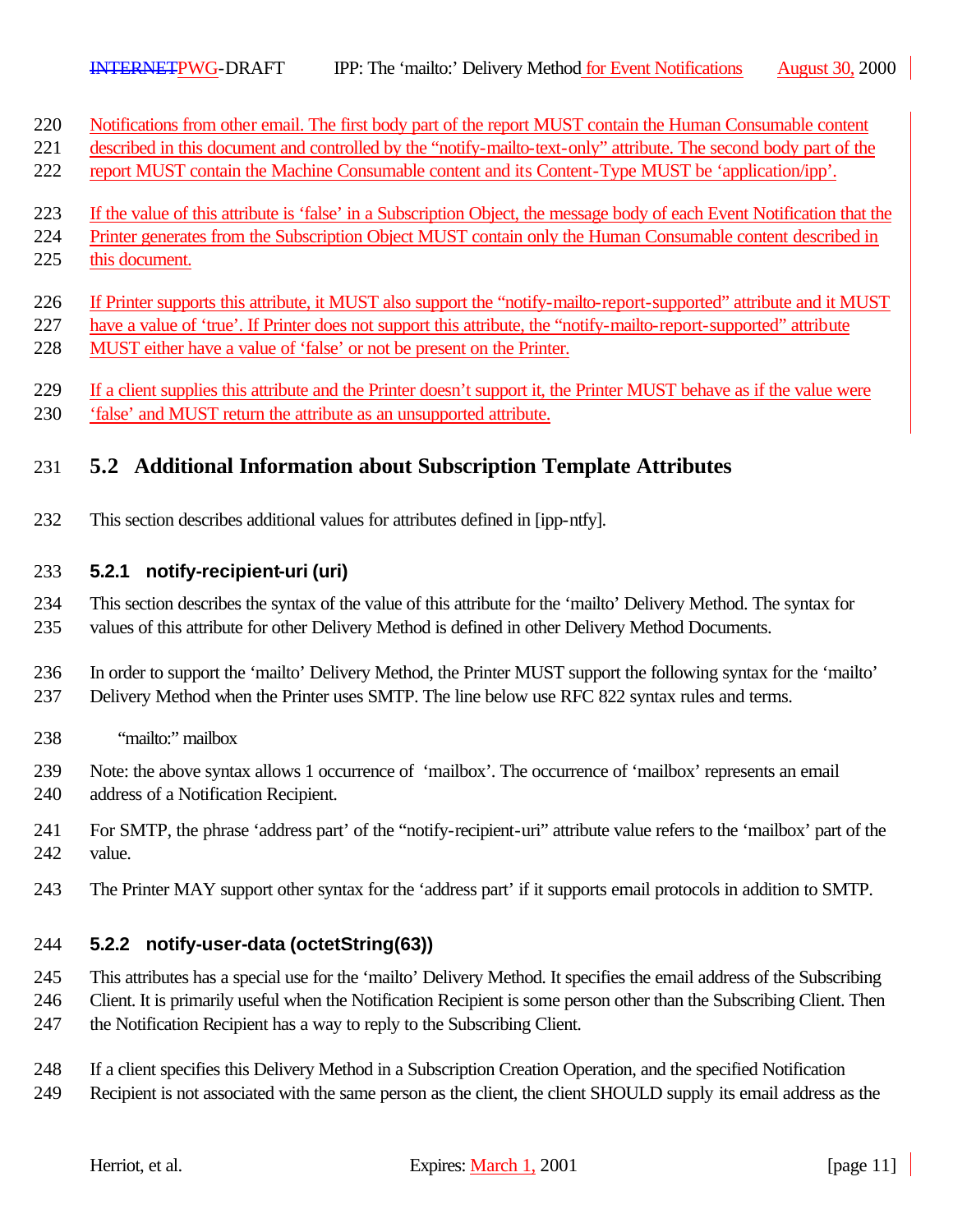Notifications from other email. The first body part of the report MUST contain the Human Consumable content described in this document and controlled by the "notify-mailto-text-only" attribute. The second body part of the report MUST contain the Machine Consumable content and its Content-Type MUST be 'application/ipp'.

If the value of this attribute is 'false' in a Subscription Object, the message body of each Event Notification that the Printer generates from the Subscription Object MUST contain only the Human Consumable content described in this document.

If Printer supports this attribute, it MUST also support the "notify-mailto-report-supported" attribute and it MUST have a value of 'true'. If Printer does not support this attribute, the "notify-mailto-report-supported" attribute MUST either have a value of 'false' or not be present on the Printer.

If a client supplies this attribute and the Printer doesn't support it, the Printer MUST behave as if the value were 'false' and MUST return the attribute as an unsupported attribute.

## 5.2 Additional Information about Subscription Template Attributes

This section describes additional values for attributes defined in [ipp-ntfy].

### 5.2.1 notify-recipient-uri (uri)

This section describes the syntax of the value of this attribute for the 'mailto' Delivery Method. The syntax for values of this attribute for other Delivery Method is defined in other Delivery Method Documents.

In order to support the 'mailto' Delivery Method, the Printer MUST support the following syntax for the 'mailto' Delivery Method when the Printer uses SMTP. The line below use RFC 822 syntax rules and terms.

    "mailto:" mailbox

Note: the above syntax allows 1 occurrence of 'mailbox'. The occurrence of 'mailbox' represents an email address of a Notification Recipient.

For SMTP, the phrase 'address part' of the "notify-recipient-uri" attribute value refers to the 'mailbox' part of the value.

The Printer MAY support other syntax for the 'address part' if it supports email protocols in addition to SMTP.

### 5.2.2 notify-user-data (octetString(63))

This attributes has a special use for the 'mailto' Delivery Method. It specifies the email address of the Subscribing Client. It is primarily useful when the Notification Recipient is some person other than the Subscribing Client. Then the Notification Recipient has a way to reply to the Subscribing Client.

If a client specifies this Delivery Method in a Subscription Creation Operation, and the specified Notification Recipient is not associated with the same person as the client, the client SHOULD supply its email address as the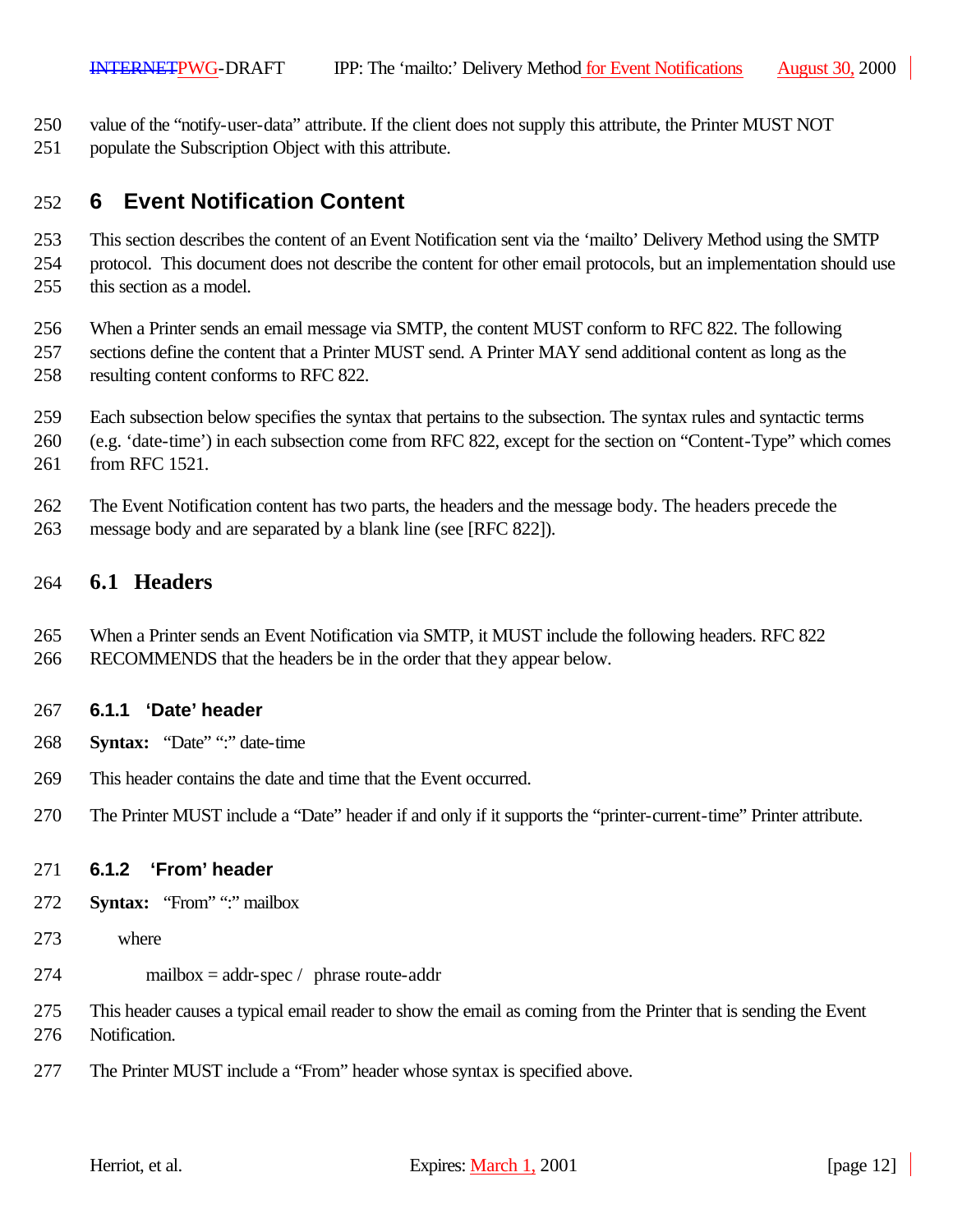value of the "notify-user-data" attribute. If the client does not supply this attribute, the Printer MUST NOT populate the Subscription Object with this attribute.

# 6 Event Notification Content

This section describes the content of an Event Notification sent via the 'mailto' Delivery Method using the SMTP protocol. This document does not describe the content for other email protocols, but an implementation should use this section as a model.

When a Printer sends an email message via SMTP, the content MUST conform to RFC 822. The following sections define the content that a Printer MUST send. A Printer MAY send additional content as long as the resulting content conforms to RFC 822.

Each subsection below specifies the syntax that pertains to the subsection. The syntax rules and syntactic terms (e.g. 'date-time') in each subsection come from RFC 822, except for the section on "Content-Type" which comes from RFC 1521.

The Event Notification content has two parts, the headers and the message body. The headers precede the message body and are separated by a blank line (see [RFC 822]).

## 6.1 Headers

When a Printer sends an Event Notification via SMTP, it MUST include the following headers. RFC 822 RECOMMENDS that the headers be in the order that they appear below.

### 6.1.1 'Date' header

**Syntax:** "Date" ":" date-time

This header contains the date and time that the Event occurred.

The Printer MUST include a "Date" header if and only if it supports the "printer-current-time" Printer attribute.

### 6.1.2 'From' header

**Syntax:** "From" ":" mailbox

where

mailbox = addr-spec / phrase route-addr

This header causes a typical email reader to show the email as coming from the Printer that is sending the Event Notification.

The Printer MUST include a "From" header whose syntax is specified above.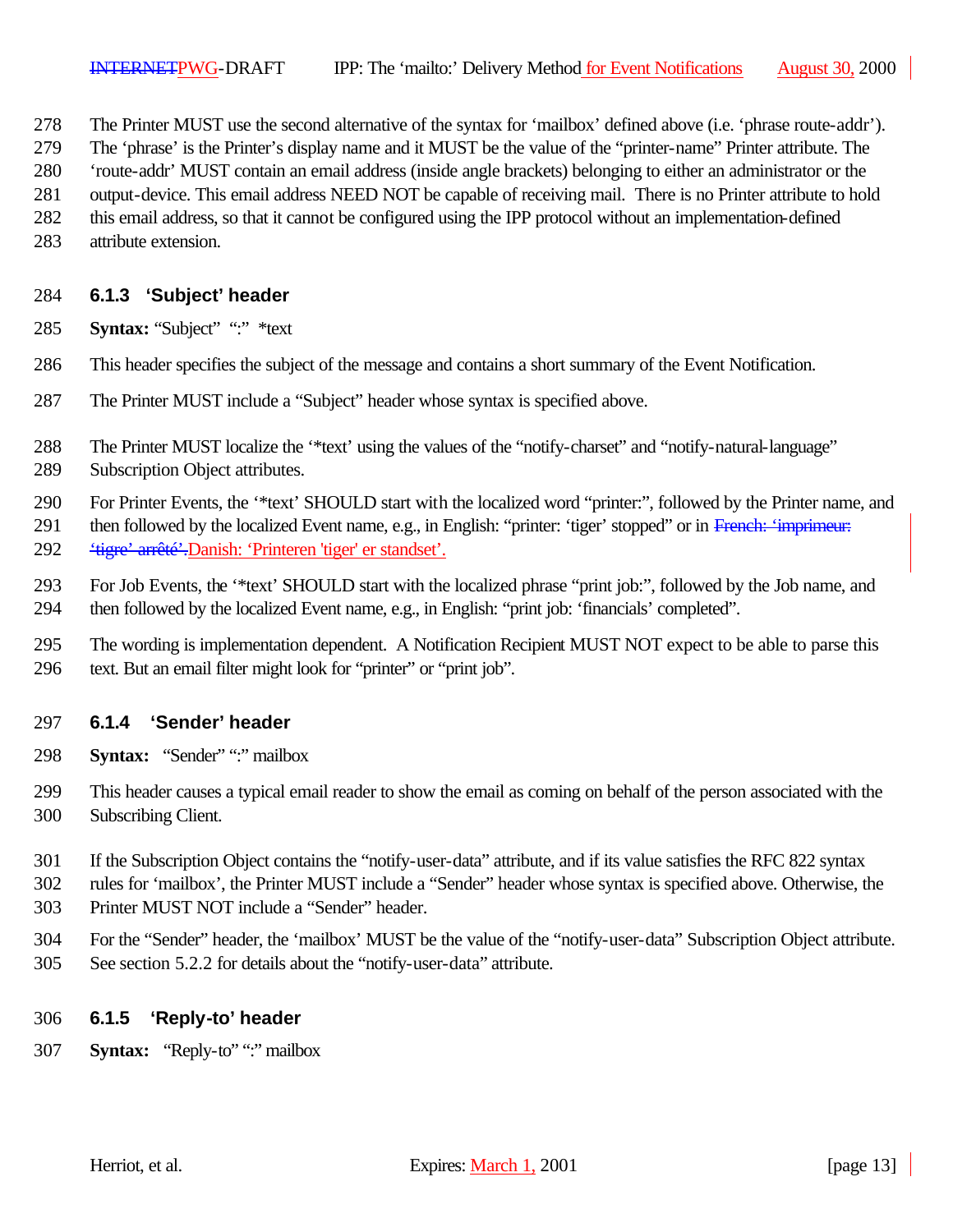The Printer MUST use the second alternative of the syntax for 'mailbox' defined above (i.e. 'phrase route-addr'). The 'phrase' is the Printer's display name and it MUST be the value of the "printer-name" Printer attribute. The 'route-addr' MUST contain an email address (inside angle brackets) belonging to either an administrator or the output-device. This email address NEED NOT be capable of receiving mail. There is no Printer attribute to hold this email address, so that it cannot be configured using the IPP protocol without an implementation-defined attribute extension.

### 6.1.3 'Subject' header

**Syntax:** "Subject" ":" *text

This header specifies the subject of the message and contains a short summary of the Event Notification.

The Printer MUST include a "Subject" header whose syntax is specified above.

The Printer MUST localize the '*text' using the values of the "notify-charset" and "notify-natural-language" Subscription Object attributes.

For Printer Events, the '*text' SHOULD start with the localized word "printer:", followed by the Printer name, and then followed by the localized Event name, e.g., in English: "printer: 'tiger' stopped" or in ~~French: 'imprimeur: 'tigre' arrêté'.~~Danish: 'Printeren 'tiger' er standset'.

For Job Events, the '*text' SHOULD start with the localized phrase "print job:", followed by the Job name, and then followed by the localized Event name, e.g., in English: "print job: 'financials' completed".

The wording is implementation dependent. A Notification Recipient MUST NOT expect to be able to parse this text. But an email filter might look for "printer" or "print job".

### 6.1.4 'Sender' header

**Syntax:** "Sender" ":" mailbox

This header causes a typical email reader to show the email as coming on behalf of the person associated with the Subscribing Client.

If the Subscription Object contains the "notify-user-data" attribute, and if its value satisfies the RFC 822 syntax rules for 'mailbox', the Printer MUST include a "Sender" header whose syntax is specified above. Otherwise, the Printer MUST NOT include a "Sender" header.

For the "Sender" header, the 'mailbox' MUST be the value of the "notify-user-data" Subscription Object attribute. See section 5.2.2 for details about the "notify-user-data" attribute.

### 6.1.5 'Reply-to' header

**Syntax:** "Reply-to" ":" mailbox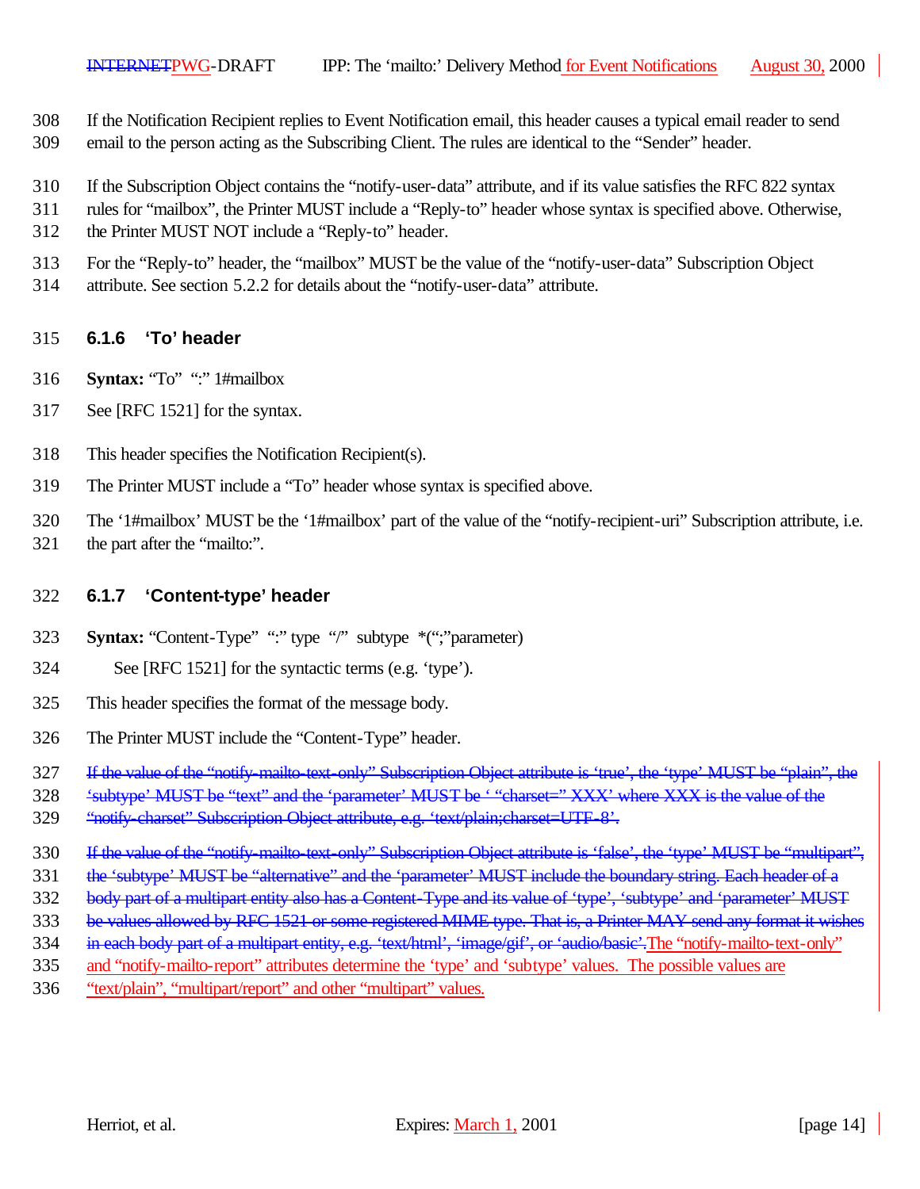If the Notification Recipient replies to Event Notification email, this header causes a typical email reader to send email to the person acting as the Subscribing Client. The rules are identical to the "Sender" header.

If the Subscription Object contains the "notify-user-data" attribute, and if its value satisfies the RFC 822 syntax rules for "mailbox", the Printer MUST include a "Reply-to" header whose syntax is specified above. Otherwise, the Printer MUST NOT include a "Reply-to" header.

For the "Reply-to" header, the "mailbox" MUST be the value of the "notify-user-data" Subscription Object attribute. See section 5.2.2 for details about the "notify-user-data" attribute.

### 6.1.6 'To' header

**Syntax:** "To" ":" 1#mailbox

See [RFC 1521] for the syntax.

This header specifies the Notification Recipient(s).

The Printer MUST include a "To" header whose syntax is specified above.

The '1#mailbox' MUST be the '1#mailbox' part of the value of the "notify-recipient-uri" Subscription attribute, i.e. the part after the "mailto:".

### 6.1.7 'Content-type' header

**Syntax:** "Content-Type" ":" type "/" subtype *(";"parameter)

See [RFC 1521] for the syntactic terms (e.g. 'type').

This header specifies the format of the message body.

The Printer MUST include the "Content-Type" header.

~~If the value of the "notify-mailto-text-only" Subscription Object attribute is 'true', the 'type' MUST be "plain", the 'subtype' MUST be "text" and the 'parameter' MUST be ' "charset=" XXX' where XXX is the value of the "notify-charset" Subscription Object attribute, e.g. 'text/plain;charset=UTF-8'.~~

~~If the value of the "notify-mailto-text-only" Subscription Object attribute is 'false', the 'type' MUST be "multipart", the 'subtype' MUST be "alternative" and the 'parameter' MUST include the boundary string. Each header of a body part of a multipart entity also has a Content-Type and its value of 'type', 'subtype' and 'parameter' MUST be values allowed by RFC 1521 or some registered MIME type. That is, a Printer MAY send any format it wishes in each body part of a multipart entity, e.g. 'text/html', 'image/gif', or 'audio/basic'.~~The "notify-mailto-text-only" and "notify-mailto-report" attributes determine the 'type' and 'subtype' values. The possible values are "text/plain", "multipart/report" and other "multipart" values.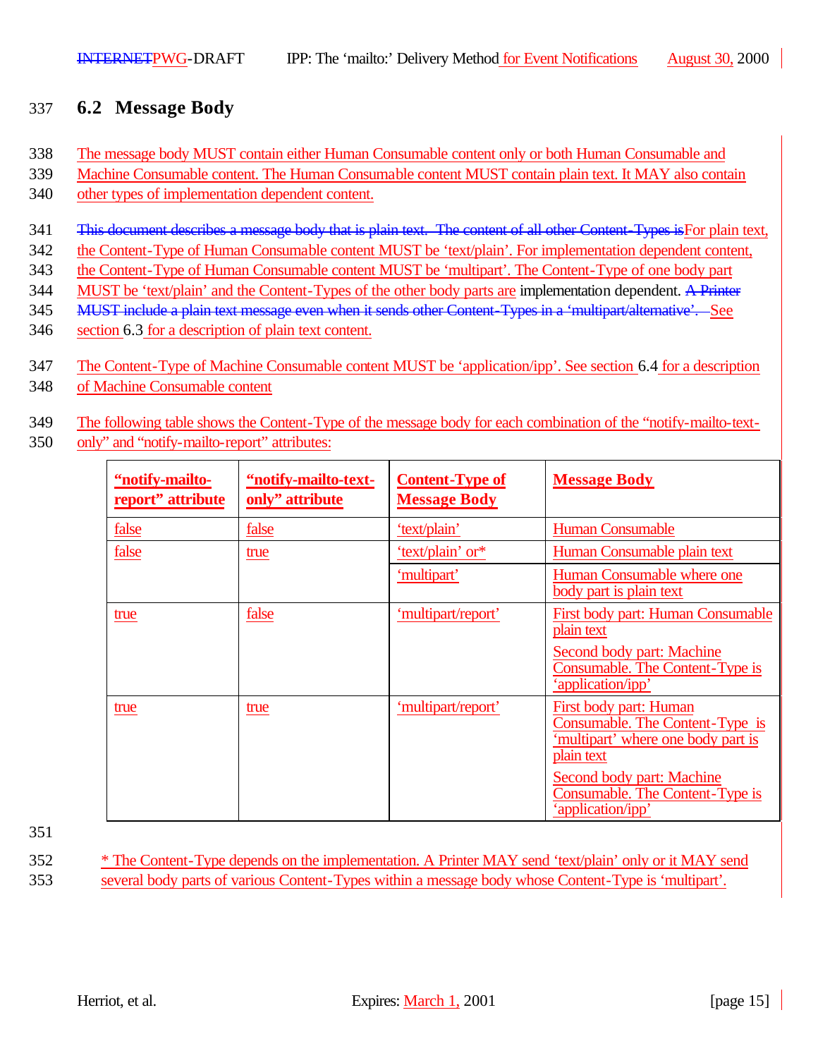## 6.2 Message Body

The message body MUST contain either Human Consumable content only or both Human Consumable and Machine Consumable content. The Human Consumable content MUST contain plain text. It MAY also contain other types of implementation dependent content.

This document describes a message body that is plain text. The content of all other Content-Types isFor plain text, the Content-Type of Human Consumable content MUST be 'text/plain'. For implementation dependent content, the Content-Type of Human Consumable content MUST be 'multipart'. The Content-Type of one body part MUST be 'text/plain' and the Content-Types of the other body parts are implementation dependent. A Printer MUST include a plain text message even when it sends other Content-Types in a 'multipart/alternative'. See section 6.3 for a description of plain text content.

The Content-Type of Machine Consumable content MUST be 'application/ipp'. See section 6.4 for a description of Machine Consumable content

The following table shows the Content-Type of the message body for each combination of the "notify-mailto-text-only" and "notify-mailto-report" attributes:

| **"notify-mailto-report" attribute** | **"notify-mailto-text-only" attribute** | **Content-Type of Message Body** | **Message Body** |
|---|---|---|---|
| false | false | 'text/plain' | Human Consumable |
| false | true | 'text/plain' or* | Human Consumable plain text |
| | | 'multipart' | Human Consumable where one body part is plain text |
| true | false | 'multipart/report' | First body part: Human Consumable plain text<br><br>Second body part: Machine Consumable. The Content-Type is 'application/ipp' |
| true | true | 'multipart/report' | First body part: Human Consumable. The Content-Type is 'multipart' where one body part is plain text<br><br>Second body part: Machine Consumable. The Content-Type is 'application/ipp' |

* The Content-Type depends on the implementation. A Printer MAY send 'text/plain' only or it MAY send several body parts of various Content-Types within a message body whose Content-Type is 'multipart'.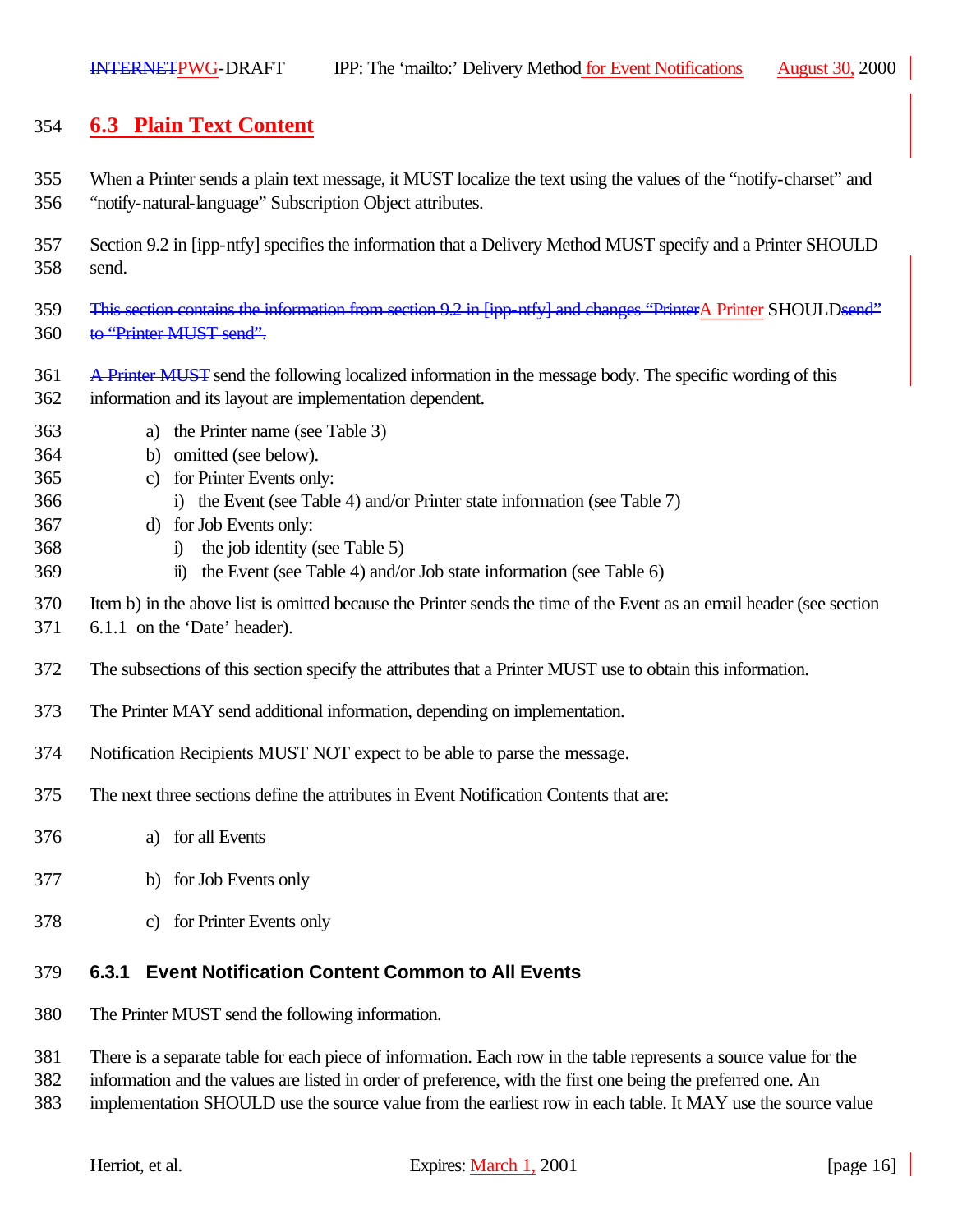## 6.3 Plain Text Content

When a Printer sends a plain text message, it MUST localize the text using the values of the "notify-charset" and "notify-natural-language" Subscription Object attributes.

Section 9.2 in [ipp-ntfy] specifies the information that a Delivery Method MUST specify and a Printer SHOULD send.

~~This section contains the information from section 9.2 in [ipp-ntfy] and changes "Printer~~A Printer SHOULD~~send" to "Printer MUST send".~~

~~A Printer MUST~~ send the following localized information in the message body. The specific wording of this information and its layout are implementation dependent.

a) the Printer name (see Table 3)
b) omitted (see below).
c) for Printer Events only:
   i) the Event (see Table 4) and/or Printer state information (see Table 7)
d) for Job Events only:
   i) the job identity (see Table 5)
   ii) the Event (see Table 4) and/or Job state information (see Table 6)

Item b) in the above list is omitted because the Printer sends the time of the Event as an email header (see section 6.1.1 on the 'Date' header).

The subsections of this section specify the attributes that a Printer MUST use to obtain this information.

The Printer MAY send additional information, depending on implementation.

Notification Recipients MUST NOT expect to be able to parse the message.

The next three sections define the attributes in Event Notification Contents that are:

a) for all Events

b) for Job Events only

c) for Printer Events only

### 6.3.1 Event Notification Content Common to All Events

The Printer MUST send the following information.

There is a separate table for each piece of information. Each row in the table represents a source value for the information and the values are listed in order of preference, with the first one being the preferred one. An implementation SHOULD use the source value from the earliest row in each table. It MAY use the source value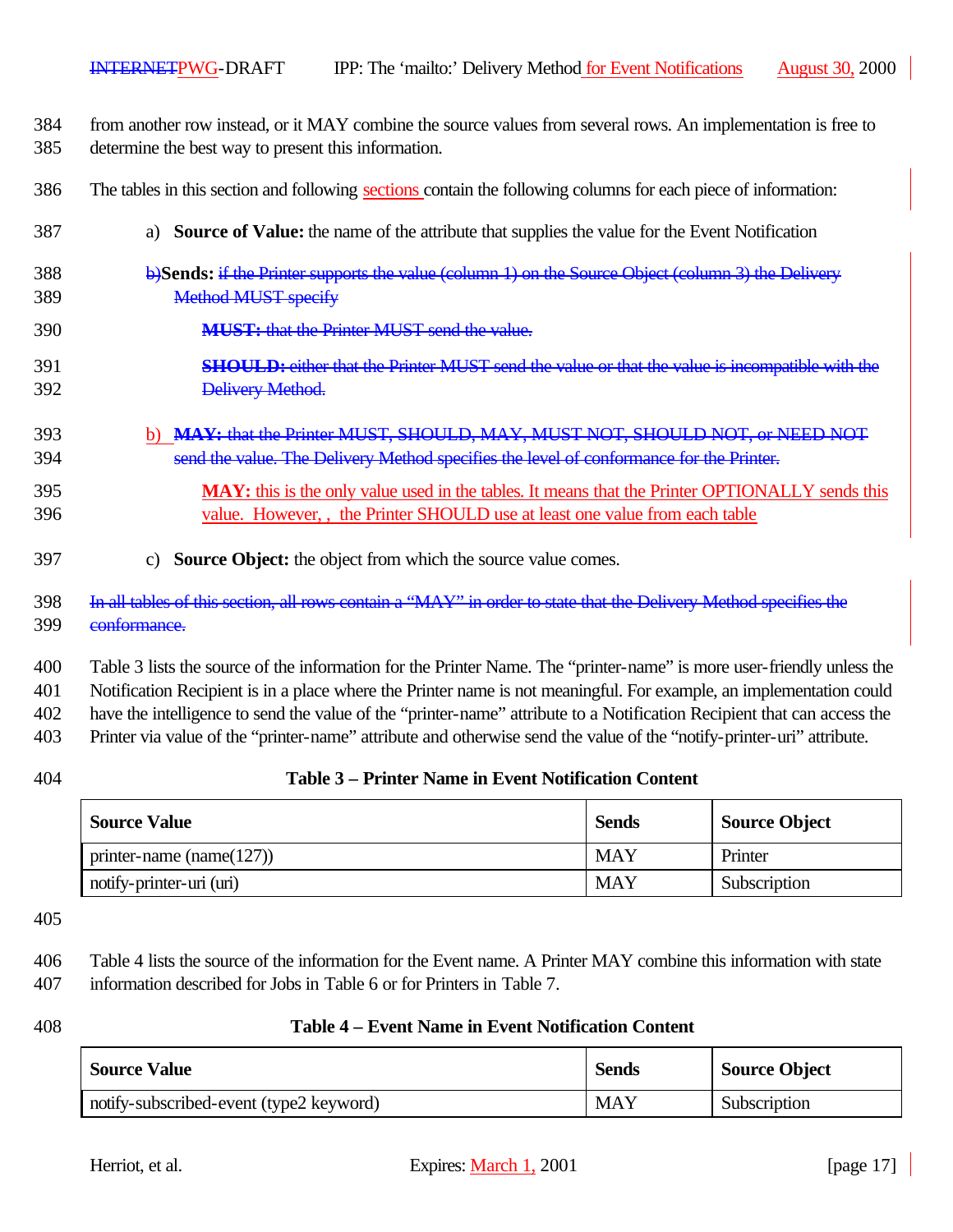from another row instead, or it MAY combine the source values from several rows. An implementation is free to determine the best way to present this information.

The tables in this section and following sections contain the following columns for each piece of information:

a) **Source of Value:** the name of the attribute that supplies the value for the Event Notification

~~b)~~**Sends:** ~~if the Printer supports the value (column 1) on the Source Object (column 3) the Delivery Method MUST specify~~

~~**MUST:** that the Printer MUST send the value.~~

~~**SHOULD:** either that the Printer MUST send the value or that the value is incompatible with the Delivery Method.~~

b) ~~**MAY:** that the Printer MUST, SHOULD, MAY, MUST NOT, SHOULD NOT, or NEED NOT send the value. The Delivery Method specifies the level of conformance for the Printer.~~

**MAY:** this is the only value used in the tables. It means that the Printer OPTIONALLY sends this value. However, , the Printer SHOULD use at least one value from each table

c) **Source Object:** the object from which the source value comes.

~~In all tables of this section, all rows contain a "MAY" in order to state that the Delivery Method specifies the conformance.~~

Table 3 lists the source of the information for the Printer Name. The "printer-name" is more user-friendly unless the Notification Recipient is in a place where the Printer name is not meaningful. For example, an implementation could have the intelligence to send the value of the "printer-name" attribute to a Notification Recipient that can access the Printer via value of the "printer-name" attribute and otherwise send the value of the "notify-printer-uri" attribute.

**Table 3 – Printer Name in Event Notification Content**

| Source Value | Sends | Source Object |
|---|---|---|
| printer-name (name(127)) | MAY | Printer |
| notify-printer-uri (uri) | MAY | Subscription |

Table 4 lists the source of the information for the Event name. A Printer MAY combine this information with state information described for Jobs in Table 6 or for Printers in Table 7.

**Table 4 – Event Name in Event Notification Content**

| Source Value | Sends | Source Object |
|---|---|---|
| notify-subscribed-event (type2 keyword) | MAY | Subscription |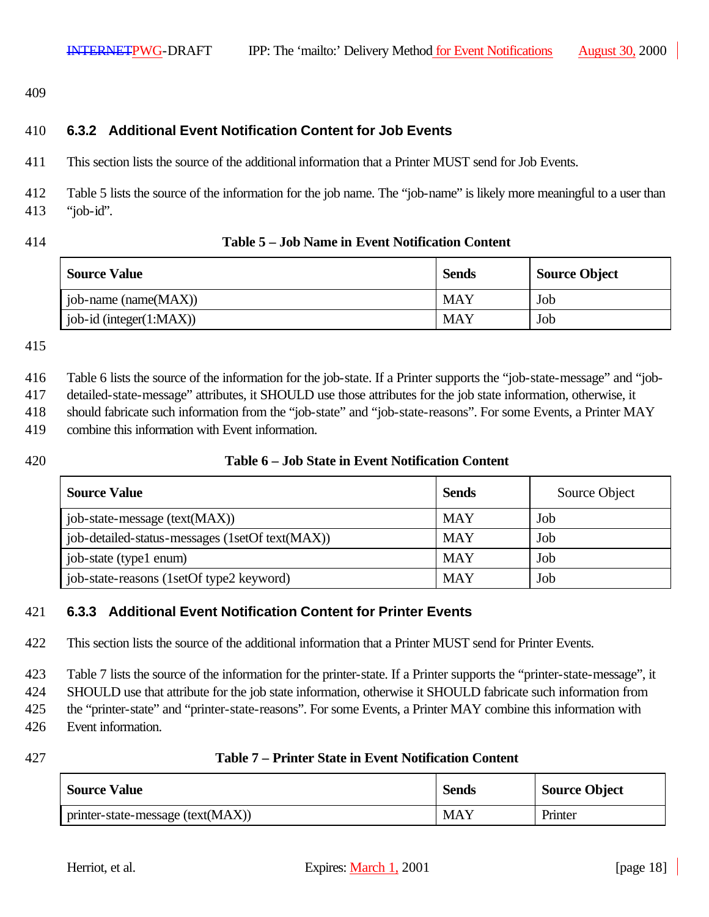### 6.3.2 Additional Event Notification Content for Job Events

This section lists the source of the additional information that a Printer MUST send for Job Events.

Table 5 lists the source of the information for the job name. The “job-name” is likely more meaningful to a user than “job-id”.

**Table 5 – Job Name in Event Notification Content**

| Source Value | Sends | Source Object |
|---|---|---|
| job-name (name(MAX)) | MAY | Job |
| job-id (integer(1:MAX)) | MAY | Job |

Table 6 lists the source of the information for the job-state. If a Printer supports the “job-state-message” and “job-detailed-state-message” attributes, it SHOULD use those attributes for the job state information, otherwise, it should fabricate such information from the “job-state” and “job-state-reasons”. For some Events, a Printer MAY combine this information with Event information.

**Table 6 – Job State in Event Notification Content**

| Source Value | Sends | Source Object |
|---|---|---|
| job-state-message (text(MAX)) | MAY | Job |
| job-detailed-status-messages (1setOf text(MAX)) | MAY | Job |
| job-state (type1 enum) | MAY | Job |
| job-state-reasons (1setOf type2 keyword) | MAY | Job |

### 6.3.3 Additional Event Notification Content for Printer Events

This section lists the source of the additional information that a Printer MUST send for Printer Events.

Table 7 lists the source of the information for the printer-state. If a Printer supports the “printer-state-message”, it SHOULD use that attribute for the job state information, otherwise it SHOULD fabricate such information from the “printer-state” and “printer-state-reasons”. For some Events, a Printer MAY combine this information with Event information.

**Table 7 – Printer State in Event Notification Content**

| Source Value | Sends | Source Object |
|---|---|---|
| printer-state-message (text(MAX)) | MAY | Printer |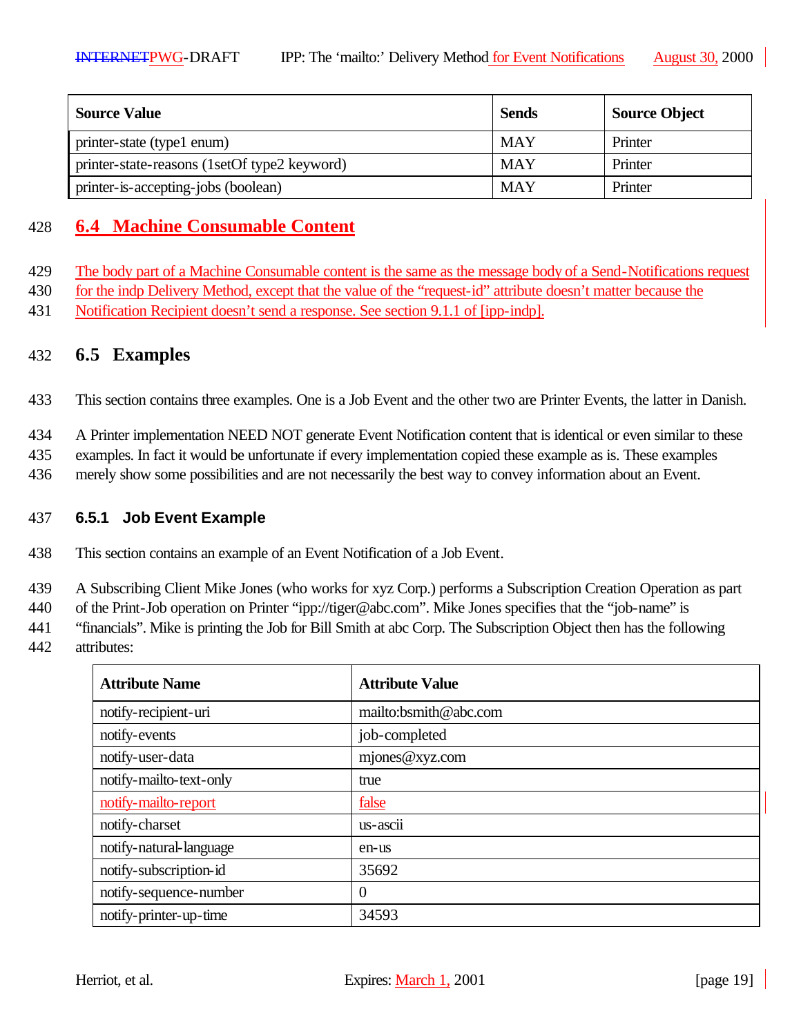| Source Value | Sends | Source Object |
|---|---|---|
| printer-state (type1 enum) | MAY | Printer |
| printer-state-reasons (1setOf type2 keyword) | MAY | Printer |
| printer-is-accepting-jobs (boolean) | MAY | Printer |

## 6.4 Machine Consumable Content

The body part of a Machine Consumable content is the same as the message body of a Send-Notifications request for the indp Delivery Method, except that the value of the "request-id" attribute doesn't matter because the Notification Recipient doesn't send a response. See section 9.1.1 of [ipp-indp].

## 6.5 Examples

This section contains three examples. One is a Job Event and the other two are Printer Events, the latter in Danish.

A Printer implementation NEED NOT generate Event Notification content that is identical or even similar to these examples. In fact it would be unfortunate if every implementation copied these example as is. These examples merely show some possibilities and are not necessarily the best way to convey information about an Event.

### 6.5.1 Job Event Example

This section contains an example of an Event Notification of a Job Event.

A Subscribing Client Mike Jones (who works for xyz Corp.) performs a Subscription Creation Operation as part of the Print-Job operation on Printer "ipp://tiger@abc.com". Mike Jones specifies that the "job-name" is "financials". Mike is printing the Job for Bill Smith at abc Corp. The Subscription Object then has the following attributes:

| Attribute Name | Attribute Value |
|---|---|
| notify-recipient-uri | mailto:bsmith@abc.com |
| notify-events | job-completed |
| notify-user-data | mjones@xyz.com |
| notify-mailto-text-only | true |
| notify-mailto-report | false |
| notify-charset | us-ascii |
| notify-natural-language | en-us |
| notify-subscription-id | 35692 |
| notify-sequence-number | 0 |
| notify-printer-up-time | 34593 |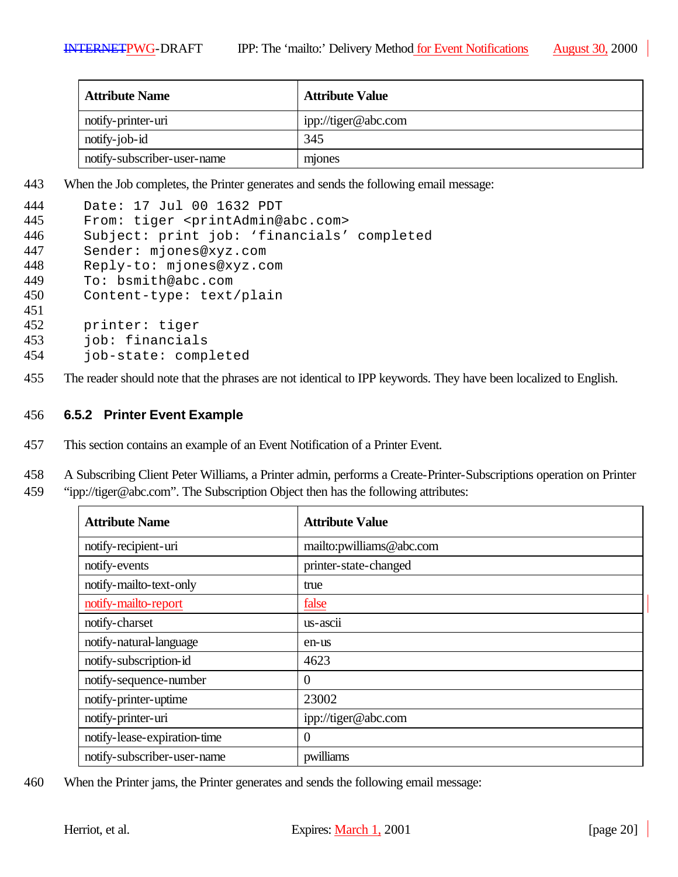| Attribute Name | Attribute Value |
| --- | --- |
| notify-printer-uri | ipp://tiger@abc.com |
| notify-job-id | 345 |
| notify-subscriber-user-name | mjones |

When the Job completes, the Printer generates and sends the following email message:

```
Date: 17 Jul 00 1632 PDT
From: tiger <printAdmin@abc.com>
Subject: print job: ‘financials’ completed
Sender: mjones@xyz.com
Reply-to: mjones@xyz.com
To: bsmith@abc.com
Content-type: text/plain

printer: tiger
job: financials
job-state: completed
```

The reader should note that the phrases are not identical to IPP keywords. They have been localized to English.

### 6.5.2 Printer Event Example

This section contains an example of an Event Notification of a Printer Event.

A Subscribing Client Peter Williams, a Printer admin, performs a Create-Printer-Subscriptions operation on Printer “ipp://tiger@abc.com”. The Subscription Object then has the following attributes:

| Attribute Name | Attribute Value |
| --- | --- |
| notify-recipient-uri | mailto:pwilliams@abc.com |
| notify-events | printer-state-changed |
| notify-mailto-text-only | true |
| notify-mailto-report | false |
| notify-charset | us-ascii |
| notify-natural-language | en-us |
| notify-subscription-id | 4623 |
| notify-sequence-number | 0 |
| notify-printer-uptime | 23002 |
| notify-printer-uri | ipp://tiger@abc.com |
| notify-lease-expiration-time | 0 |
| notify-subscriber-user-name | pwilliams |

When the Printer jams, the Printer generates and sends the following email message: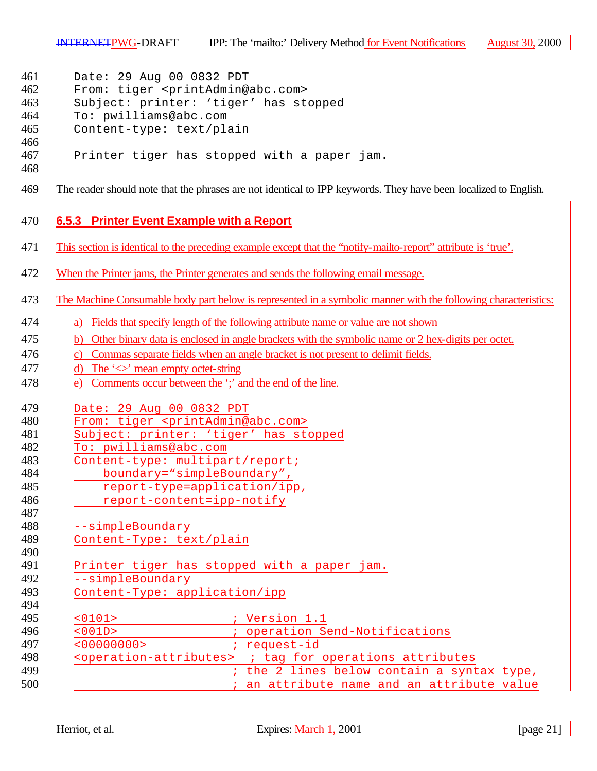```
Date: 29 Aug 00 0832 PDT
From: tiger <printAdmin@abc.com>
Subject: printer: 'tiger' has stopped
To: pwilliams@abc.com
Content-type: text/plain

Printer tiger has stopped with a paper jam.
```

The reader should note that the phrases are not identical to IPP keywords. They have been localized to English.

### 6.5.3 Printer Event Example with a Report

This section is identical to the preceding example except that the "notify-mailto-report" attribute is 'true'.

When the Printer jams, the Printer generates and sends the following email message.

The Machine Consumable body part below is represented in a symbolic manner with the following characteristics:

a) Fields that specify length of the following attribute name or value are not shown
b) Other binary data is enclosed in angle brackets with the symbolic name or 2 hex-digits per octet.
c) Commas separate fields when an angle bracket is not present to delimit fields.
d) The '<>' mean empty octet-string
e) Comments occur between the ';' and the end of the line.

```
Date: 29 Aug 00 0832 PDT
From: tiger <printAdmin@abc.com>
Subject: printer: 'tiger' has stopped
To: pwilliams@abc.com
Content-type: multipart/report;
    boundary="simpleBoundary",
    report-type=application/ipp,
    report-content=ipp-notify

--simpleBoundary
Content-Type: text/plain

Printer tiger has stopped with a paper jam.
--simpleBoundary
Content-Type: application/ipp

<0101>                ; Version 1.1
<001D>                ; operation Send-Notifications
<00000000>            ; request-id
<operation-attributes>  ; tag for operations attributes
                      ; the 2 lines below contain a syntax type,
                      ; an attribute name and an attribute value
```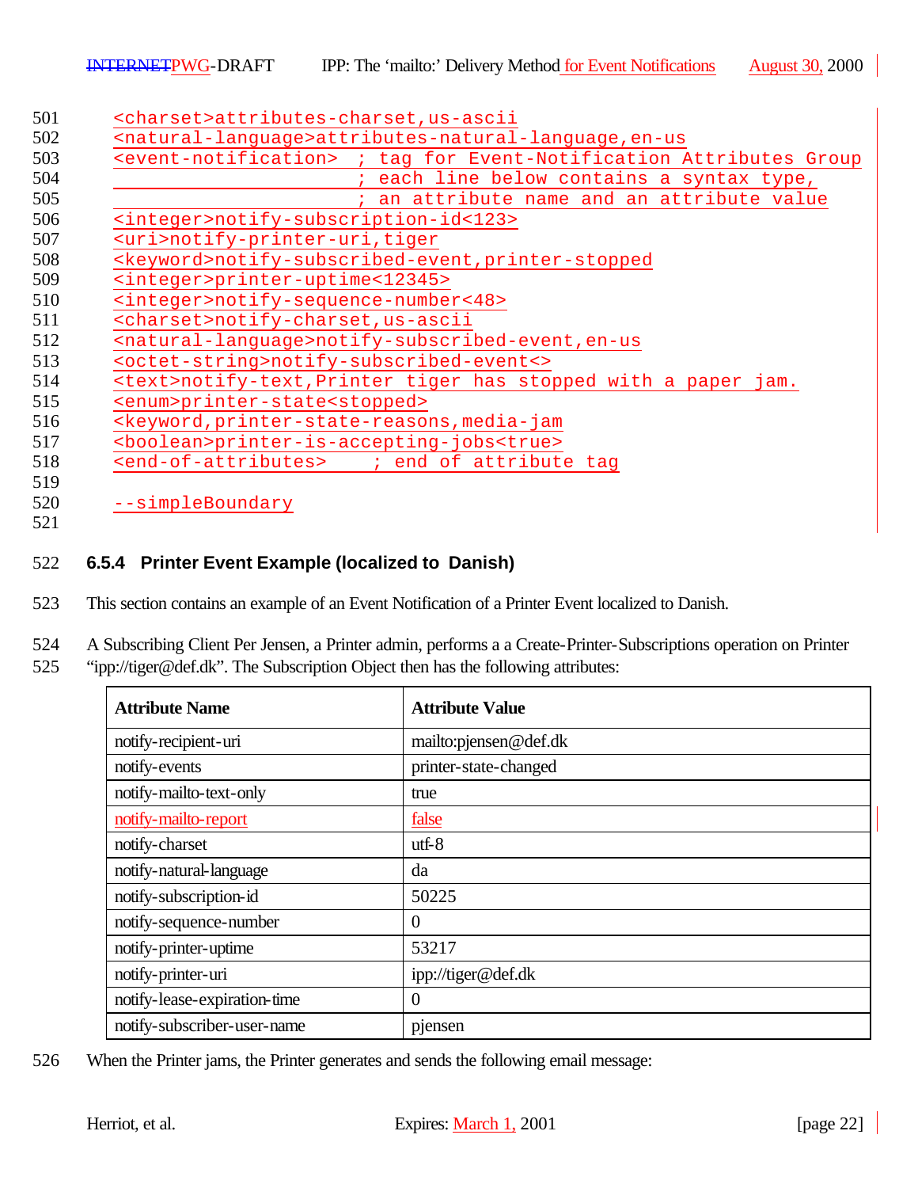```
<charset>attributes-charset,us-ascii
<natural-language>attributes-natural-language,en-us
<event-notification>  ; tag for Event-Notification Attributes Group
                      ; each line below contains a syntax type,
                      ; an attribute name and an attribute value
<integer>notify-subscription-id<123>
<uri>notify-printer-uri,tiger
<keyword>notify-subscribed-event,printer-stopped
<integer>printer-uptime<12345>
<integer>notify-sequence-number<48>
<charset>notify-charset,us-ascii
<natural-language>notify-subscribed-event,en-us
<octet-string>notify-subscribed-event<>
<text>notify-text,Printer tiger has stopped with a paper jam.
<enum>printer-state<stopped>
<keyword,printer-state-reasons,media-jam
<boolean>printer-is-accepting-jobs<true>
<end-of-attributes>    ; end of attribute tag

--simpleBoundary
```

### 6.5.4 Printer Event Example (localized to Danish)

This section contains an example of an Event Notification of a Printer Event localized to Danish.

A Subscribing Client Per Jensen, a Printer admin, performs a a Create-Printer-Subscriptions operation on Printer "ipp://tiger@def.dk". The Subscription Object then has the following attributes:

| Attribute Name | Attribute Value |
|---|---|
| notify-recipient-uri | mailto:pjensen@def.dk |
| notify-events | printer-state-changed |
| notify-mailto-text-only | true |
| notify-mailto-report | false |
| notify-charset | utf-8 |
| notify-natural-language | da |
| notify-subscription-id | 50225 |
| notify-sequence-number | 0 |
| notify-printer-uptime | 53217 |
| notify-printer-uri | ipp://tiger@def.dk |
| notify-lease-expiration-time | 0 |
| notify-subscriber-user-name | pjensen |

When the Printer jams, the Printer generates and sends the following email message: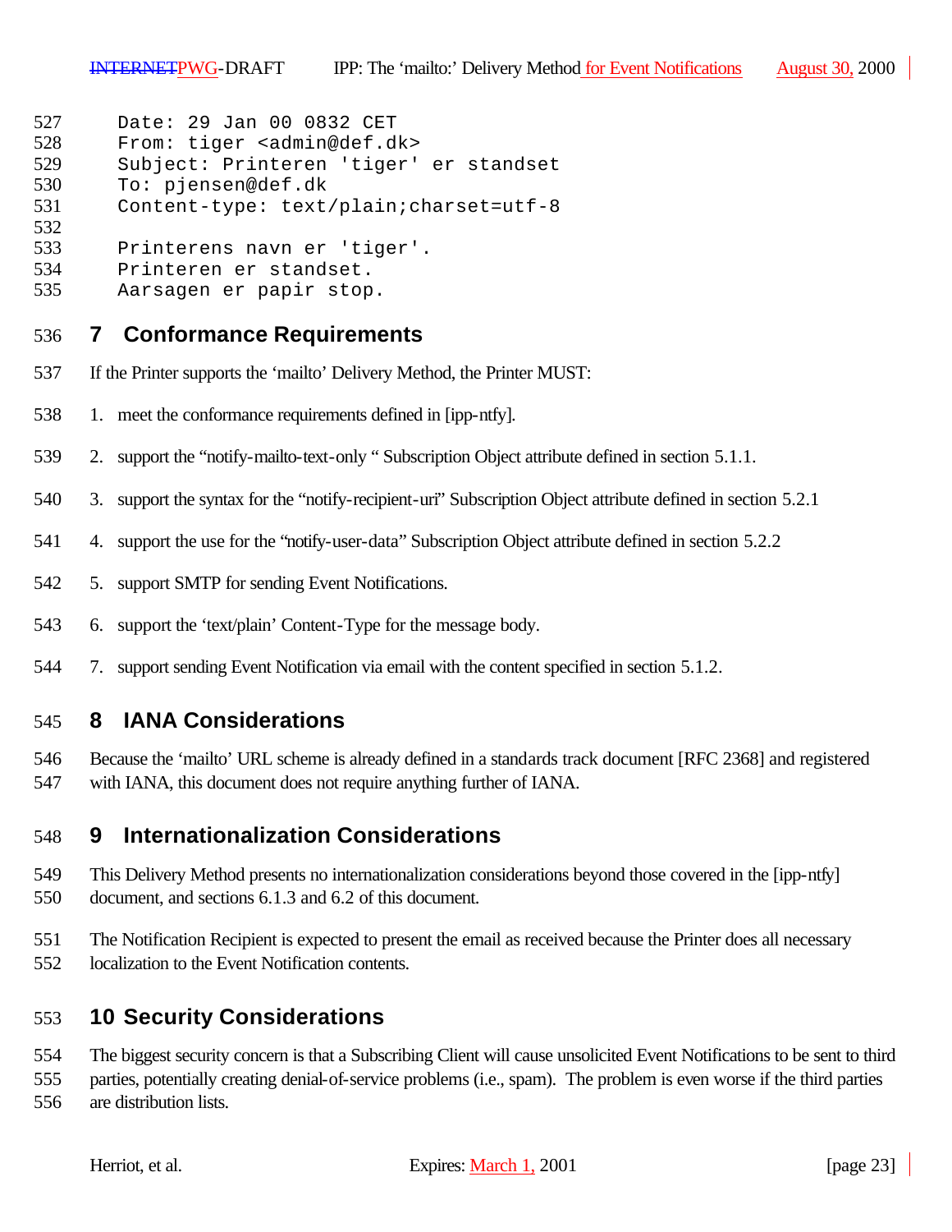```
Date: 29 Jan 00 0832 CET
From: tiger <admin@def.dk>
Subject: Printeren 'tiger' er standset
To: pjensen@def.dk
Content-type: text/plain;charset=utf-8

Printerens navn er 'tiger'.
Printeren er standset.
Aarsagen er papir stop.
```

# 7 Conformance Requirements

If the Printer supports the 'mailto' Delivery Method, the Printer MUST:

1. meet the conformance requirements defined in [ipp-ntfy].
2. support the "notify-mailto-text-only " Subscription Object attribute defined in section 5.1.1.
3. support the syntax for the "notify-recipient-uri" Subscription Object attribute defined in section 5.2.1
4. support the use for the "notify-user-data" Subscription Object attribute defined in section 5.2.2
5. support SMTP for sending Event Notifications.
6. support the 'text/plain' Content-Type for the message body.
7. support sending Event Notification via email with the content specified in section 5.1.2.

# 8 IANA Considerations

Because the 'mailto' URL scheme is already defined in a standards track document [RFC 2368] and registered with IANA, this document does not require anything further of IANA.

# 9 Internationalization Considerations

This Delivery Method presents no internationalization considerations beyond those covered in the [ipp-ntfy] document, and sections 6.1.3 and 6.2 of this document.

The Notification Recipient is expected to present the email as received because the Printer does all necessary localization to the Event Notification contents.

# 10 Security Considerations

The biggest security concern is that a Subscribing Client will cause unsolicited Event Notifications to be sent to third parties, potentially creating denial-of-service problems (i.e., spam). The problem is even worse if the third parties are distribution lists.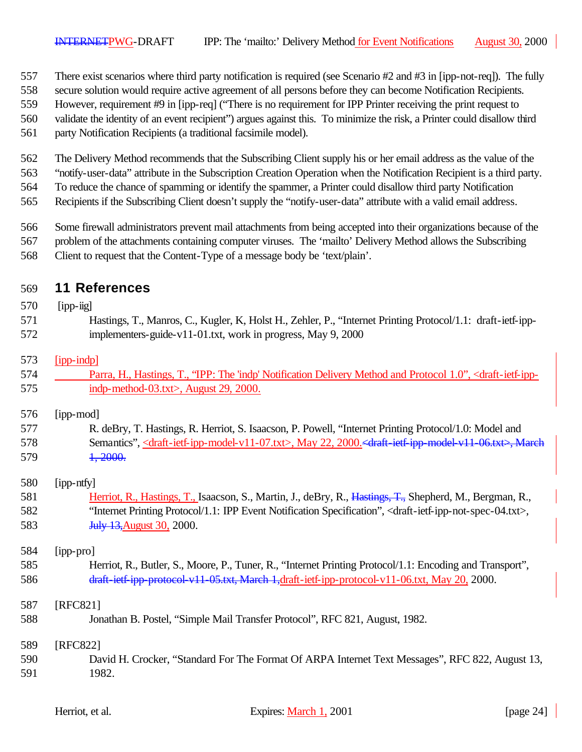There exist scenarios where third party notification is required (see Scenario #2 and #3 in [ipp-not-req]). The fully secure solution would require active agreement of all persons before they can become Notification Recipients. However, requirement #9 in [ipp-req] ("There is no requirement for IPP Printer receiving the print request to validate the identity of an event recipient") argues against this. To minimize the risk, a Printer could disallow third party Notification Recipients (a traditional facsimile model).

The Delivery Method recommends that the Subscribing Client supply his or her email address as the value of the "notify-user-data" attribute in the Subscription Creation Operation when the Notification Recipient is a third party. To reduce the chance of spamming or identify the spammer, a Printer could disallow third party Notification Recipients if the Subscribing Client doesn't supply the "notify-user-data" attribute with a valid email address.

Some firewall administrators prevent mail attachments from being accepted into their organizations because of the problem of the attachments containing computer viruses. The 'mailto' Delivery Method allows the Subscribing Client to request that the Content-Type of a message body be 'text/plain'.

# 11 References

[ipp-iig]
Hastings, T., Manros, C., Kugler, K, Holst H., Zehler, P., "Internet Printing Protocol/1.1: draft-ietf-ipp-implementers-guide-v11-01.txt, work in progress, May 9, 2000

[ipp-indp]
Parra, H., Hastings, T., "IPP: The 'indp' Notification Delivery Method and Protocol 1.0", <draft-ietf-ipp-indp-method-03.txt>, August 29, 2000.

[ipp-mod]
R. deBry, T. Hastings, R. Herriot, S. Isaacson, P. Powell, "Internet Printing Protocol/1.0: Model and Semantics", <draft-ietf-ipp-model-v11-07.txt>, May 22, 2000.~~<draft-ietf-ipp-model-v11-06.txt>, March 1, 2000.~~

[ipp-ntfy]
Herriot, R., Hastings, T., Isaacson, S., Martin, J., deBry, R., ~~Hastings, T.,~~ Shepherd, M., Bergman, R., "Internet Printing Protocol/1.1: IPP Event Notification Specification", <draft-ietf-ipp-not-spec-04.txt>, ~~July 13,~~August 30, 2000.

[ipp-pro]
Herriot, R., Butler, S., Moore, P., Tuner, R., "Internet Printing Protocol/1.1: Encoding and Transport", ~~draft-ietf-ipp-protocol-v11-05.txt, March 1,~~draft-ietf-ipp-protocol-v11-06.txt, May 20, 2000.

[RFC821]
Jonathan B. Postel, "Simple Mail Transfer Protocol", RFC 821, August, 1982.

[RFC822]
David H. Crocker, "Standard For The Format Of ARPA Internet Text Messages", RFC 822, August 13, 1982.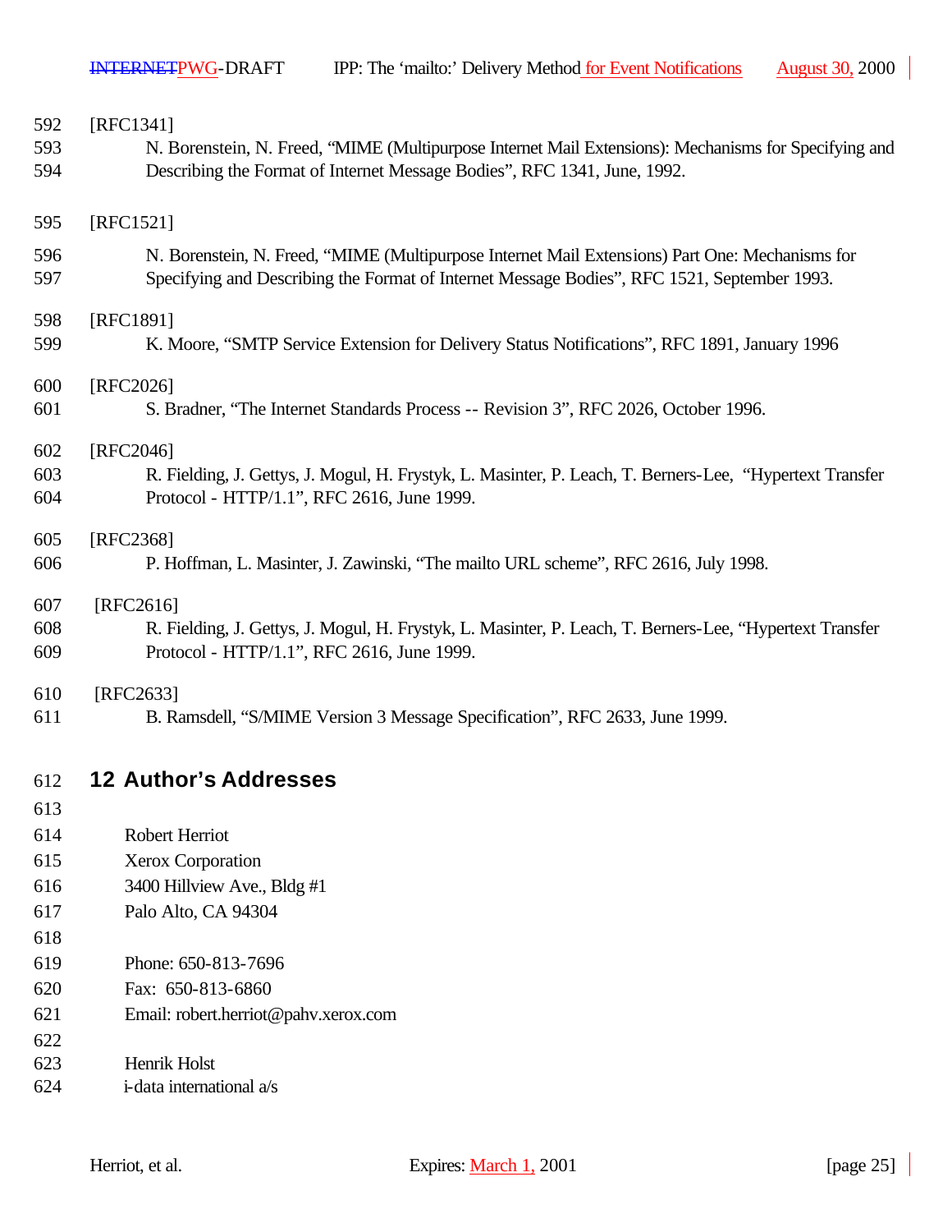[RFC1341]

N. Borenstein, N. Freed, "MIME (Multipurpose Internet Mail Extensions): Mechanisms for Specifying and Describing the Format of Internet Message Bodies", RFC 1341, June, 1992.

[RFC1521]

N. Borenstein, N. Freed, "MIME (Multipurpose Internet Mail Extensions) Part One: Mechanisms for Specifying and Describing the Format of Internet Message Bodies", RFC 1521, September 1993.

[RFC1891]

K. Moore, "SMTP Service Extension for Delivery Status Notifications", RFC 1891, January 1996

[RFC2026]

S. Bradner, "The Internet Standards Process -- Revision 3", RFC 2026, October 1996.

[RFC2046]

R. Fielding, J. Gettys, J. Mogul, H. Frystyk, L. Masinter, P. Leach, T. Berners-Lee, "Hypertext Transfer Protocol - HTTP/1.1", RFC 2616, June 1999.

[RFC2368]

P. Hoffman, L. Masinter, J. Zawinski, "The mailto URL scheme", RFC 2616, July 1998.

[RFC2616]

R. Fielding, J. Gettys, J. Mogul, H. Frystyk, L. Masinter, P. Leach, T. Berners-Lee, "Hypertext Transfer Protocol - HTTP/1.1", RFC 2616, June 1999.

[RFC2633]

B. Ramsdell, "S/MIME Version 3 Message Specification", RFC 2633, June 1999.

## 12 Author's Addresses

Robert Herriot
Xerox Corporation
3400 Hillview Ave., Bldg #1
Palo Alto, CA 94304

Phone: 650-813-7696
Fax: 650-813-6860
Email: robert.herriot@pahv.xerox.com

Henrik Holst
i-data international a/s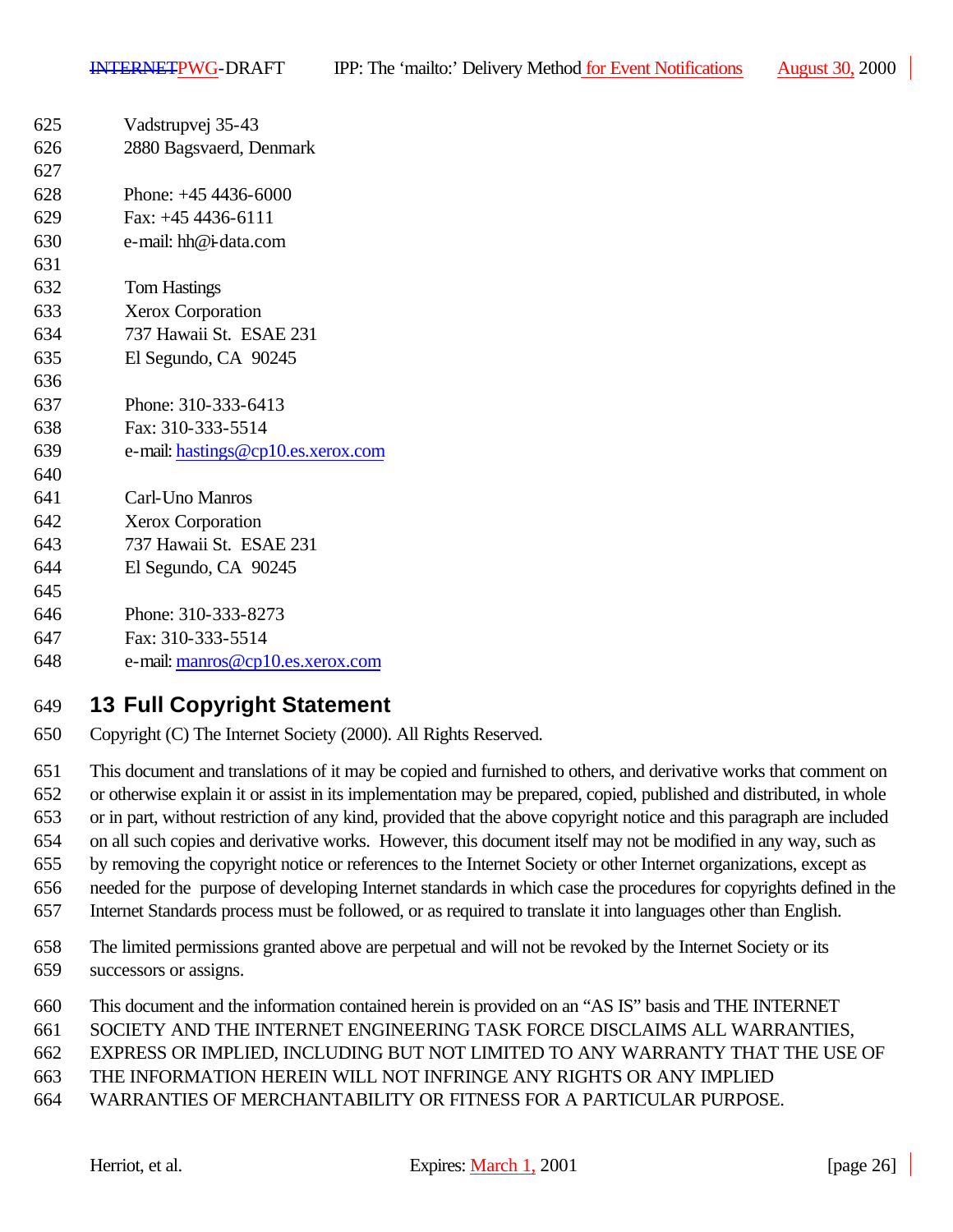Vadstrupvej 35-43
2880 Bagsvaerd, Denmark

Phone: +45 4436-6000
Fax: +45 4436-6111
e-mail: hh@i-data.com

Tom Hastings
Xerox Corporation
737 Hawaii St.  ESAE 231
El Segundo, CA  90245

Phone: 310-333-6413
Fax: 310-333-5514
e-mail: hastings@cp10.es.xerox.com

Carl-Uno Manros
Xerox Corporation
737 Hawaii St.  ESAE 231
El Segundo, CA  90245

Phone: 310-333-8273
Fax: 310-333-5514
e-mail: manros@cp10.es.xerox.com

# 13 Full Copyright Statement

Copyright (C) The Internet Society (2000). All Rights Reserved.

This document and translations of it may be copied and furnished to others, and derivative works that comment on or otherwise explain it or assist in its implementation may be prepared, copied, published and distributed, in whole or in part, without restriction of any kind, provided that the above copyright notice and this paragraph are included on all such copies and derivative works.  However, this document itself may not be modified in any way, such as by removing the copyright notice or references to the Internet Society or other Internet organizations, except as needed for the  purpose of developing Internet standards in which case the procedures for copyrights defined in the Internet Standards process must be followed, or as required to translate it into languages other than English.

The limited permissions granted above are perpetual and will not be revoked by the Internet Society or its successors or assigns.

This document and the information contained herein is provided on an "AS IS" basis and THE INTERNET SOCIETY AND THE INTERNET ENGINEERING TASK FORCE DISCLAIMS ALL WARRANTIES, EXPRESS OR IMPLIED, INCLUDING BUT NOT LIMITED TO ANY WARRANTY THAT THE USE OF THE INFORMATION HEREIN WILL NOT INFRINGE ANY RIGHTS OR ANY IMPLIED WARRANTIES OF MERCHANTABILITY OR FITNESS FOR A PARTICULAR PURPOSE.